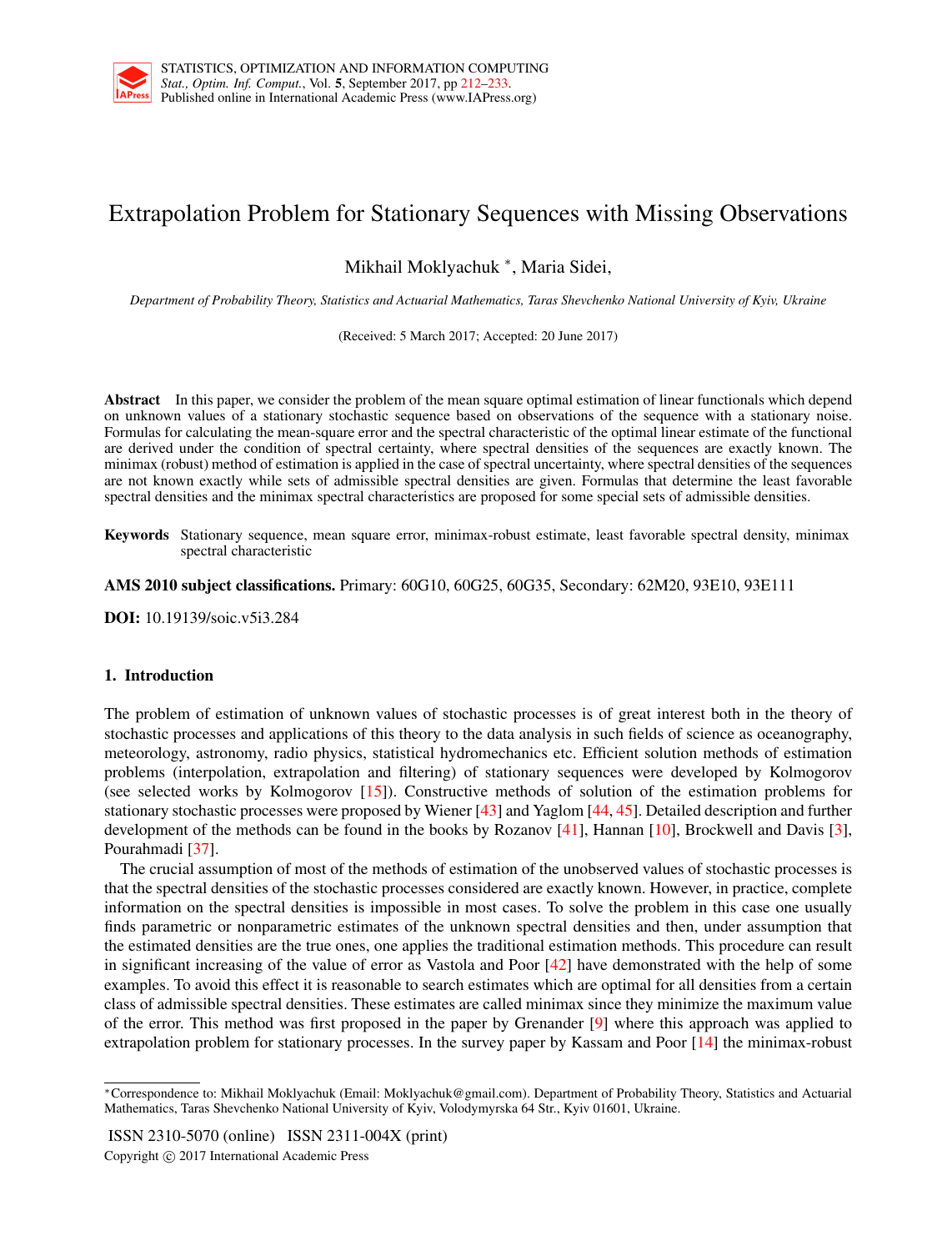# Extrapolation Problem for Stationary Sequences with Missing Observations

Mikhail Moklyachuk *, Maria Sidei,

*Department of Probability Theory, Statistics and Actuarial Mathematics, Taras Shevchenko National University of Kyiv, Ukraine*

(Received: 5 March 2017; Accepted: 20 June 2017)

**Abstract** In this paper, we consider the problem of the mean square optimal estimation of linear functionals which depend on unknown values of a stationary stochastic sequence based on observations of the sequence with a stationary noise. Formulas for calculating the mean-square error and the spectral characteristic of the optimal linear estimate of the functional are derived under the condition of spectral certainty, where spectral densities of the sequences are exactly known. The minimax (robust) method of estimation is applied in the case of spectral uncertainty, where spectral densities of the sequences are not known exactly while sets of admissible spectral densities are given. Formulas that determine the least favorable spectral densities and the minimax spectral characteristics are proposed for some special sets of admissible densities.

**Keywords** Stationary sequence, mean square error, minimax-robust estimate, least favorable spectral density, minimax spectral characteristic

**AMS 2010 subject classifications.** Primary: 60G10, 60G25, 60G35, Secondary: 62M20, 93E10, 93E111

**DOI:** 10.19139/soic.v5i3.284

## 1. Introduction

The problem of estimation of unknown values of stochastic processes is of great interest both in the theory of stochastic processes and applications of this theory to the data analysis in such fields of science as oceanography, meteorology, astronomy, radio physics, statistical hydromechanics etc. Efficient solution methods of estimation problems (interpolation, extrapolation and filtering) of stationary sequences were developed by Kolmogorov (see selected works by Kolmogorov [15]). Constructive methods of solution of the estimation problems for stationary stochastic processes were proposed by Wiener [43] and Yaglom [44, 45]. Detailed description and further development of the methods can be found in the books by Rozanov [41], Hannan [10], Brockwell and Davis [3], Pourahmadi [37].

The crucial assumption of most of the methods of estimation of the unobserved values of stochastic processes is that the spectral densities of the stochastic processes considered are exactly known. However, in practice, complete information on the spectral densities is impossible in most cases. To solve the problem in this case one usually finds parametric or nonparametric estimates of the unknown spectral densities and then, under assumption that the estimated densities are the true ones, one applies the traditional estimation methods. This procedure can result in significant increasing of the value of error as Vastola and Poor [42] have demonstrated with the help of some examples. To avoid this effect it is reasonable to search estimates which are optimal for all densities from a certain class of admissible spectral densities. These estimates are called minimax since they minimize the maximum value of the error. This method was first proposed in the paper by Grenander [9] where this approach was applied to extrapolation problem for stationary processes. In the survey paper by Kassam and Poor [14] the minimax-robust

*Correspondence to: Mikhail Moklyachuk (Email: Moklyachuk@gmail.com). Department of Probability Theory, Statistics and Actuarial Mathematics, Taras Shevchenko National University of Kyiv, Volodymyrska 64 Str., Kyiv 01601, Ukraine.

ISSN 2310-5070 (online) ISSN 2311-004X (print)
Copyright © 2017 International Academic Press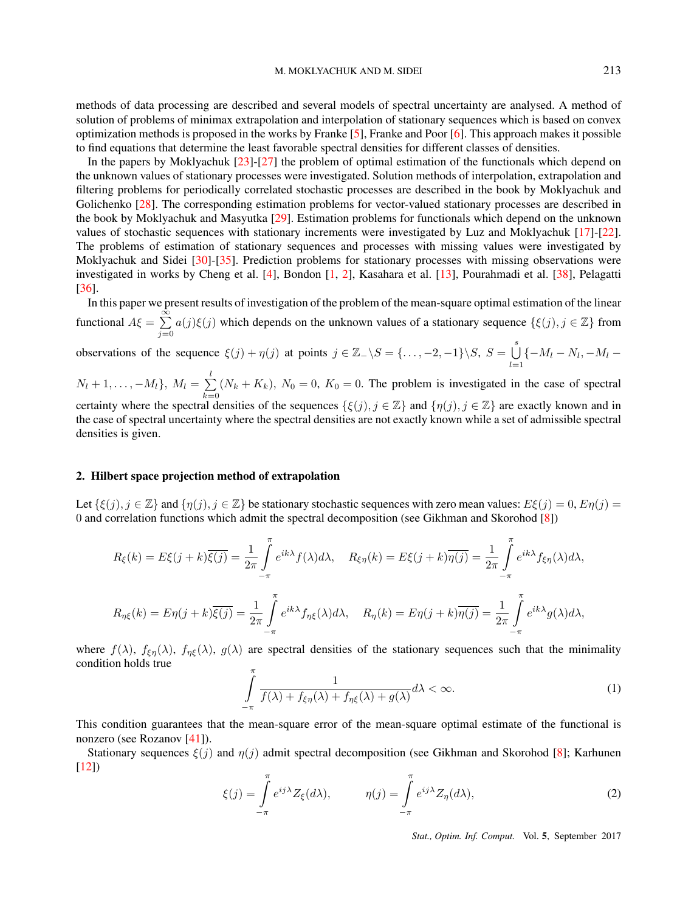methods of data processing are described and several models of spectral uncertainty are analysed. A method of solution of problems of minimax extrapolation and interpolation of stationary sequences which is based on convex optimization methods is proposed in the works by Franke [5], Franke and Poor [6]. This approach makes it possible to find equations that determine the least favorable spectral densities for different classes of densities.

In the papers by Moklyachuk [23]-[27] the problem of optimal estimation of the functionals which depend on the unknown values of stationary processes were investigated. Solution methods of interpolation, extrapolation and filtering problems for periodically correlated stochastic processes are described in the book by Moklyachuk and Golichenko [28]. The corresponding estimation problems for vector-valued stationary processes are described in the book by Moklyachuk and Masyutka [29]. Estimation problems for functionals which depend on the unknown values of stochastic sequences with stationary increments were investigated by Luz and Moklyachuk [17]-[22]. The problems of estimation of stationary sequences and processes with missing values were investigated by Moklyachuk and Sidei [30]-[35]. Prediction problems for stationary processes with missing observations were investigated in works by Cheng et al. [4], Bondon [1, 2], Kasahara et al. [13], Pourahmadi et al. [38], Pelagatti [36].

In this paper we present results of investigation of the problem of the mean-square optimal estimation of the linear functional $A\xi = \sum\limits_{j=0}^{\infty} a(j)\xi(j)$ which depends on the unknown values of a stationary sequence $\{\xi(j), j \in \mathbb{Z}\}$ from observations of the sequence $\xi(j) + \eta(j)$ at points $j \in \mathbb{Z}_- \backslash S = \{\dots, -2, -1\} \backslash S$, $S = \bigcup\limits_{l=1}^{s} \{-M_l - N_l, -M_l - N_l + 1, \dots, -M_l\}$, $M_l = \sum\limits_{k=0}^{l} (N_k + K_k)$, $N_0 = 0$, $K_0 = 0$. The problem is investigated in the case of spectral certainty where the spectral densities of the sequences $\{\xi(j), j \in \mathbb{Z}\}$ and $\{\eta(j), j \in \mathbb{Z}\}$ are exactly known and in the case of spectral uncertainty where the spectral densities are not exactly known while a set of admissible spectral densities is given.

## 2. Hilbert space projection method of extrapolation

Let $\{\xi(j), j \in \mathbb{Z}\}$ and $\{\eta(j), j \in \mathbb{Z}\}$ be stationary stochastic sequences with zero mean values: $E\xi(j) = 0$, $E\eta(j) = 0$ and correlation functions which admit the spectral decomposition (see Gikhman and Skorohod [8])

$$R_\xi(k) = E\xi(j+k)\overline{\xi(j)} = \frac{1}{2\pi}\int_{-\pi}^{\pi} e^{ik\lambda} f(\lambda) d\lambda, \quad R_{\xi\eta}(k) = E\xi(j+k)\overline{\eta(j)} = \frac{1}{2\pi}\int_{-\pi}^{\pi} e^{ik\lambda} f_{\xi\eta}(\lambda) d\lambda,$$

$$R_{\eta\xi}(k) = E\eta(j+k)\overline{\xi(j)} = \frac{1}{2\pi}\int_{-\pi}^{\pi} e^{ik\lambda} f_{\eta\xi}(\lambda) d\lambda, \quad R_\eta(k) = E\eta(j+k)\overline{\eta(j)} = \frac{1}{2\pi}\int_{-\pi}^{\pi} e^{ik\lambda} g(\lambda) d\lambda,$$

where $f(\lambda)$, $f_{\xi\eta}(\lambda)$, $f_{\eta\xi}(\lambda)$, $g(\lambda)$ are spectral densities of the stationary sequences such that the minimality condition holds true

$$\int_{-\pi}^{\pi} \frac{1}{f(\lambda) + f_{\xi\eta}(\lambda) + f_{\eta\xi}(\lambda) + g(\lambda)} d\lambda < \infty. \tag{1}$$

This condition guarantees that the mean-square error of the mean-square optimal estimate of the functional is nonzero (see Rozanov [41]).

Stationary sequences $\xi(j)$ and $\eta(j)$ admit spectral decomposition (see Gikhman and Skorohod [8]; Karhunen [12])

$$\xi(j) = \int_{-\pi}^{\pi} e^{ij\lambda} Z_\xi(d\lambda), \qquad \eta(j) = \int_{-\pi}^{\pi} e^{ij\lambda} Z_\eta(d\lambda), \tag{2}$$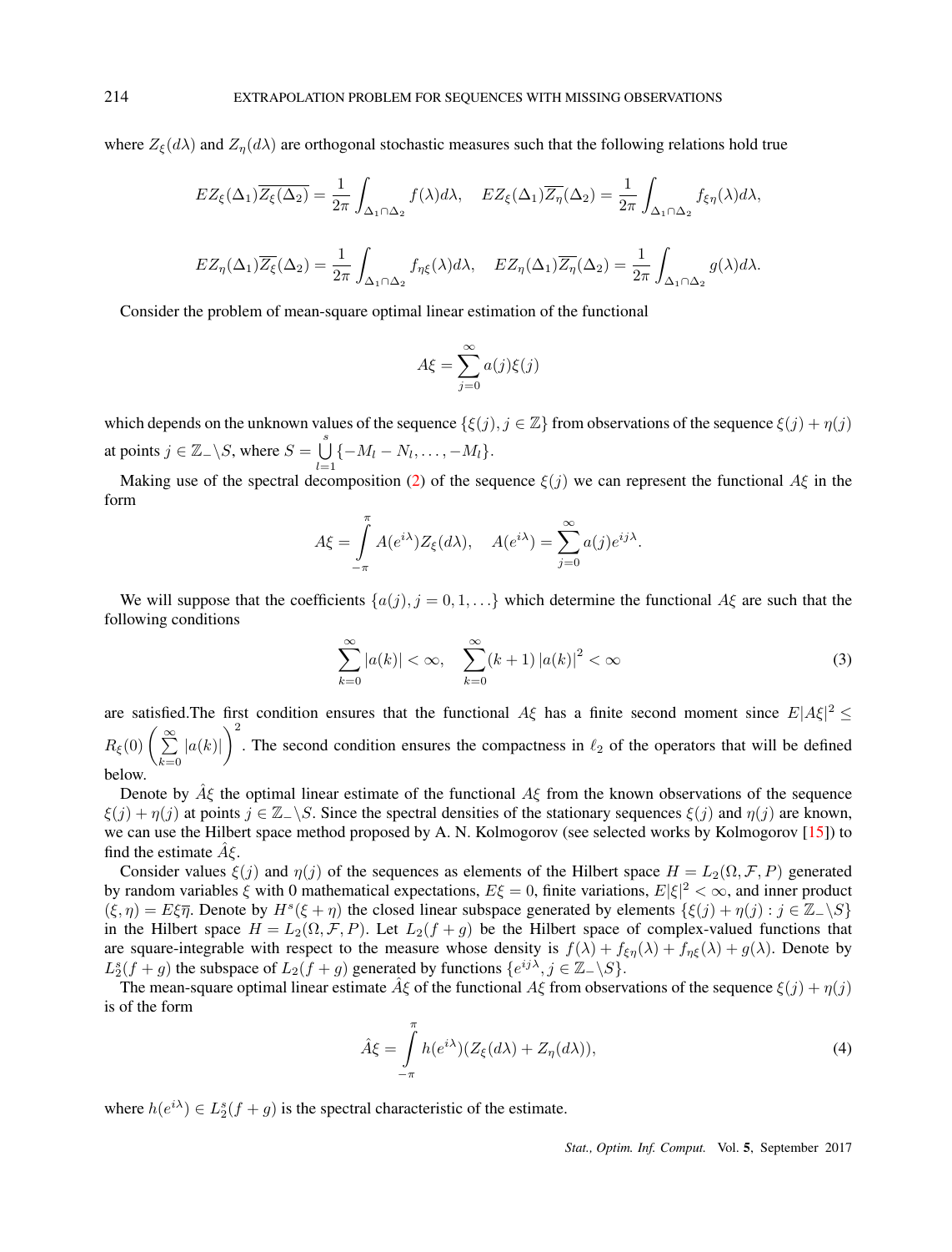where $Z_{\xi}(d\lambda)$ and $Z_{\eta}(d\lambda)$ are orthogonal stochastic measures such that the following relations hold true

$$EZ_{\xi}(\Delta_1)\overline{Z_{\xi}(\Delta_2)} = \frac{1}{2\pi}\int_{\Delta_1\cap\Delta_2} f(\lambda)d\lambda, \quad EZ_{\xi}(\Delta_1)\overline{Z_{\eta}}(\Delta_2) = \frac{1}{2\pi}\int_{\Delta_1\cap\Delta_2} f_{\xi\eta}(\lambda)d\lambda,$$

$$EZ_{\eta}(\Delta_1)\overline{Z_{\xi}}(\Delta_2) = \frac{1}{2\pi}\int_{\Delta_1\cap\Delta_2} f_{\eta\xi}(\lambda)d\lambda, \quad EZ_{\eta}(\Delta_1)\overline{Z_{\eta}}(\Delta_2) = \frac{1}{2\pi}\int_{\Delta_1\cap\Delta_2} g(\lambda)d\lambda.$$

Consider the problem of mean-square optimal linear estimation of the functional

$$A\xi = \sum_{j=0}^{\infty} a(j)\xi(j)$$

which depends on the unknown values of the sequence $\{\xi(j), j \in \mathbb{Z}\}$ from observations of the sequence $\xi(j)+\eta(j)$ at points $j \in \mathbb{Z}_{-}\backslash S$, where $S = \bigcup\limits_{l=1}^{s}\{-M_l - N_l, \ldots, -M_l\}$.

Making use of the spectral decomposition (2) of the sequence $\xi(j)$ we can represent the functional $A\xi$ in the form

$$A\xi = \int_{-\pi}^{\pi} A(e^{i\lambda})Z_{\xi}(d\lambda), \quad A(e^{i\lambda}) = \sum_{j=0}^{\infty} a(j)e^{ij\lambda}.$$

We will suppose that the coefficients $\{a(j), j = 0, 1, \ldots\}$ which determine the functional $A\xi$ are such that the following conditions

$$\sum_{k=0}^{\infty} |a(k)| < \infty, \quad \sum_{k=0}^{\infty}(k+1)\,|a(k)|^2 < \infty \tag{3}$$

are satisfied.The first condition ensures that the functional $A\xi$ has a finite second moment since $E|A\xi|^2 \leq R_{\xi}(0)\left(\sum\limits_{k=0}^{\infty}|a(k)|\right)^2$. The second condition ensures the compactness in $\ell_2$ of the operators that will be defined below.

Denote by $\hat{A}\xi$ the optimal linear estimate of the functional $A\xi$ from the known observations of the sequence $\xi(j)+\eta(j)$ at points $j \in \mathbb{Z}_{-}\backslash S$. Since the spectral densities of the stationary sequences $\xi(j)$ and $\eta(j)$ are known, we can use the Hilbert space method proposed by A. N. Kolmogorov (see selected works by Kolmogorov [15]) to find the estimate $\hat{A}\xi$.

Consider values $\xi(j)$ and $\eta(j)$ of the sequences as elements of the Hilbert space $H = L_2(\Omega, \mathcal{F}, P)$ generated by random variables $\xi$ with 0 mathematical expectations, $E\xi = 0$, finite variations, $E|\xi|^2 < \infty$, and inner product $(\xi, \eta) = E\xi\overline{\eta}$. Denote by $H^s(\xi+\eta)$ the closed linear subspace generated by elements $\{\xi(j)+\eta(j) : j \in \mathbb{Z}_{-}\backslash S\}$ in the Hilbert space $H = L_2(\Omega, \mathcal{F}, P)$. Let $L_2(f+g)$ be the Hilbert space of complex-valued functions that are square-integrable with respect to the measure whose density is $f(\lambda)+f_{\xi\eta}(\lambda)+f_{\eta\xi}(\lambda)+g(\lambda)$. Denote by $L_2^s(f+g)$ the subspace of $L_2(f+g)$ generated by functions $\{e^{ij\lambda}, j \in \mathbb{Z}_{-}\backslash S\}$.

The mean-square optimal linear estimate $\hat{A}\xi$ of the functional $A\xi$ from observations of the sequence $\xi(j)+\eta(j)$ is of the form

$$\hat{A}\xi = \int_{-\pi}^{\pi} h(e^{i\lambda})(Z_{\xi}(d\lambda)+Z_{\eta}(d\lambda)), \tag{4}$$

where $h(e^{i\lambda}) \in L_2^s(f+g)$ is the spectral characteristic of the estimate.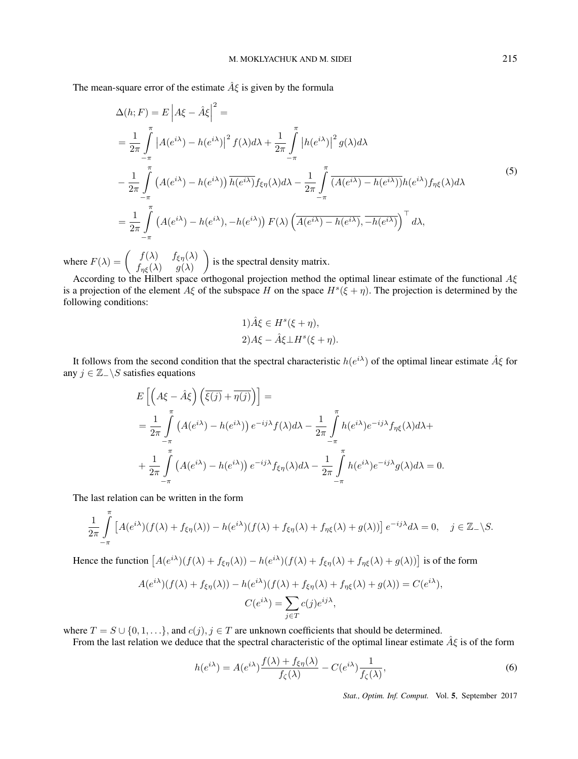The mean-square error of the estimate $\hat{A}\xi$ is given by the formula

$$
\begin{aligned}
&\Delta(h;F) = E\left|A\xi - \hat{A}\xi\right|^2 = \\
&= \frac{1}{2\pi}\int\limits_{-\pi}^{\pi}\left|A(e^{i\lambda}) - h(e^{i\lambda})\right|^2 f(\lambda)d\lambda + \frac{1}{2\pi}\int\limits_{-\pi}^{\pi}\left|h(e^{i\lambda})\right|^2 g(\lambda)d\lambda \\
&- \frac{1}{2\pi}\int\limits_{-\pi}^{\pi}\left(A(e^{i\lambda}) - h(e^{i\lambda})\right)\overline{h(e^{i\lambda})}f_{\xi\eta}(\lambda)d\lambda - \frac{1}{2\pi}\int\limits_{-\pi}^{\pi}\overline{(A(e^{i\lambda}) - h(e^{i\lambda}))}h(e^{i\lambda})f_{\eta\xi}(\lambda)d\lambda \\
&= \frac{1}{2\pi}\int\limits_{-\pi}^{\pi}\left(A(e^{i\lambda}) - h(e^{i\lambda}), -h(e^{i\lambda})\right)F(\lambda)\left(\overline{A(e^{i\lambda}) - h(e^{i\lambda})}, \overline{-h(e^{i\lambda})}\right)^{\top} d\lambda,
\end{aligned}
\tag{5}
$$

where $F(\lambda) = \begin{pmatrix} f(\lambda) & f_{\xi\eta}(\lambda) \\ f_{\eta\xi}(\lambda) & g(\lambda) \end{pmatrix}$ is the spectral density matrix.

According to the Hilbert space orthogonal projection method the optimal linear estimate of the functional $A\xi$ is a projection of the element $A\xi$ of the subspace $H$ on the space $H^s(\xi+\eta)$. The projection is determined by the following conditions:

$$
\begin{aligned}
&1)\hat{A}\xi \in H^s(\xi+\eta), \\
&2)A\xi - \hat{A}\xi \perp H^s(\xi+\eta).
\end{aligned}
$$

It follows from the second condition that the spectral characteristic $h(e^{i\lambda})$ of the optimal linear estimate $\hat{A}\xi$ for any $j \in \mathbb{Z}_-\backslash S$ satisfies equations

$$
\begin{aligned}
&E\left[\left(A\xi - \hat{A}\xi\right)\left(\overline{\xi(j)} + \overline{\eta(j)}\right)\right] = \\
&= \frac{1}{2\pi}\int\limits_{-\pi}^{\pi}\left(A(e^{i\lambda}) - h(e^{i\lambda})\right)e^{-ij\lambda}f(\lambda)d\lambda - \frac{1}{2\pi}\int\limits_{-\pi}^{\pi}h(e^{i\lambda})e^{-ij\lambda}f_{\eta\xi}(\lambda)d\lambda + \\
&+ \frac{1}{2\pi}\int\limits_{-\pi}^{\pi}\left(A(e^{i\lambda}) - h(e^{i\lambda})\right)e^{-ij\lambda}f_{\xi\eta}(\lambda)d\lambda - \frac{1}{2\pi}\int\limits_{-\pi}^{\pi}h(e^{i\lambda})e^{-ij\lambda}g(\lambda)d\lambda = 0.
\end{aligned}
$$

The last relation can be written in the form

$$
\frac{1}{2\pi}\int\limits_{-\pi}^{\pi}\left[A(e^{i\lambda})(f(\lambda) + f_{\xi\eta}(\lambda)) - h(e^{i\lambda})(f(\lambda) + f_{\xi\eta}(\lambda) + f_{\eta\xi}(\lambda) + g(\lambda))\right]e^{-ij\lambda}d\lambda = 0, \quad j \in \mathbb{Z}_-\backslash S.
$$

Hence the function $\left[A(e^{i\lambda})(f(\lambda) + f_{\xi\eta}(\lambda)) - h(e^{i\lambda})(f(\lambda) + f_{\xi\eta}(\lambda) + f_{\eta\xi}(\lambda) + g(\lambda))\right]$ is of the form

$$
\begin{aligned}
A(e^{i\lambda})(f(\lambda) + f_{\xi\eta}(\lambda)) - h(e^{i\lambda})(f(\lambda) + f_{\xi\eta}(\lambda) + f_{\eta\xi}(\lambda) + g(\lambda)) = C(e^{i\lambda}), \\
C(e^{i\lambda}) = \sum_{j\in T} c(j)e^{ij\lambda},
\end{aligned}
$$

where $T = S \cup \{0, 1, \ldots\}$, and $c(j), j \in T$ are unknown coefficients that should be determined.

From the last relation we deduce that the spectral characteristic of the optimal linear estimate $\hat{A}\xi$ is of the form

$$
h(e^{i\lambda}) = A(e^{i\lambda})\frac{f(\lambda) + f_{\xi\eta}(\lambda)}{f_\zeta(\lambda)} - C(e^{i\lambda})\frac{1}{f_\zeta(\lambda)}, \tag{6}
$$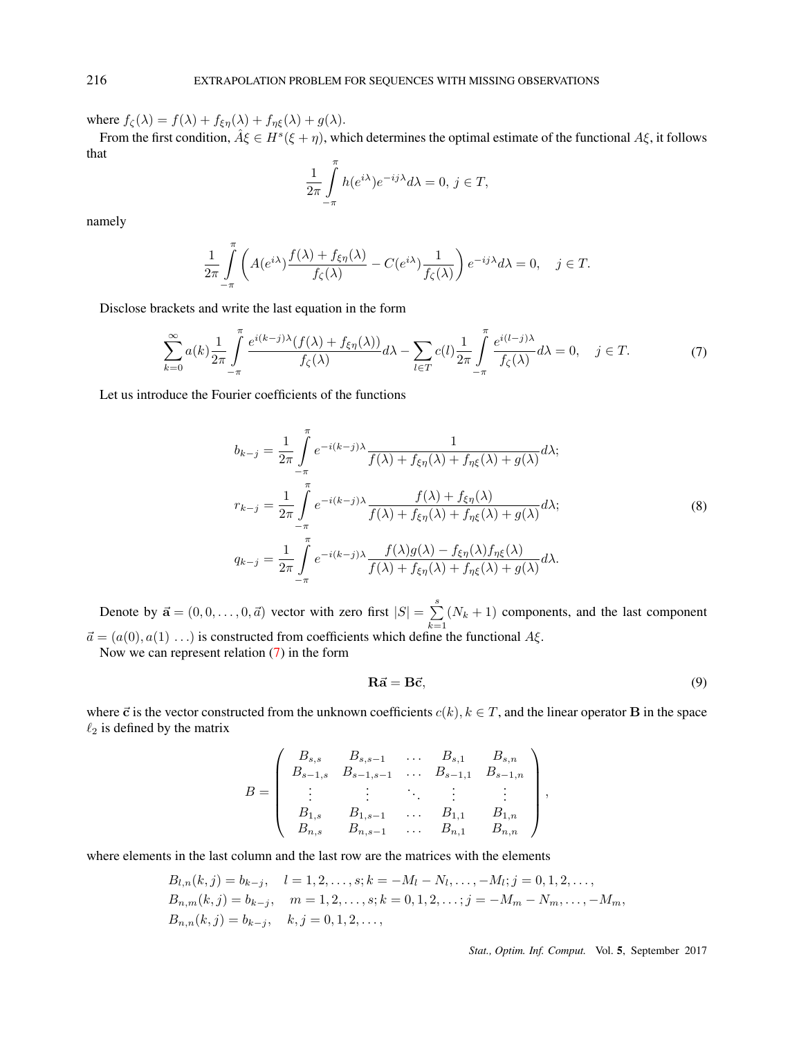where $f_\zeta(\lambda) = f(\lambda) + f_{\xi\eta}(\lambda) + f_{\eta\xi}(\lambda) + g(\lambda)$.

From the first condition, $\hat{A}\xi \in H^s(\xi + \eta)$, which determines the optimal estimate of the functional $A\xi$, it follows that

$$\frac{1}{2\pi}\int_{-\pi}^{\pi} h(e^{i\lambda})e^{-ij\lambda}d\lambda = 0,\ j \in T,$$

namely

$$\frac{1}{2\pi}\int_{-\pi}^{\pi}\left(A(e^{i\lambda})\frac{f(\lambda)+f_{\xi\eta}(\lambda)}{f_\zeta(\lambda)} - C(e^{i\lambda})\frac{1}{f_\zeta(\lambda)}\right)e^{-ij\lambda}d\lambda = 0, \quad j \in T.$$

Disclose brackets and write the last equation in the form

$$\sum_{k=0}^{\infty} a(k)\frac{1}{2\pi}\int_{-\pi}^{\pi}\frac{e^{i(k-j)\lambda}(f(\lambda)+f_{\xi\eta}(\lambda))}{f_\zeta(\lambda)}d\lambda - \sum_{l\in T} c(l)\frac{1}{2\pi}\int_{-\pi}^{\pi}\frac{e^{i(l-j)\lambda}}{f_\zeta(\lambda)}d\lambda = 0, \quad j \in T. \tag{7}$$

Let us introduce the Fourier coefficients of the functions

$$\begin{aligned}
b_{k-j} &= \frac{1}{2\pi}\int_{-\pi}^{\pi} e^{-i(k-j)\lambda}\frac{1}{f(\lambda)+f_{\xi\eta}(\lambda)+f_{\eta\xi}(\lambda)+g(\lambda)}d\lambda;\\
r_{k-j} &= \frac{1}{2\pi}\int_{-\pi}^{\pi} e^{-i(k-j)\lambda}\frac{f(\lambda)+f_{\xi\eta}(\lambda)}{f(\lambda)+f_{\xi\eta}(\lambda)+f_{\eta\xi}(\lambda)+g(\lambda)}d\lambda;\\
q_{k-j} &= \frac{1}{2\pi}\int_{-\pi}^{\pi} e^{-i(k-j)\lambda}\frac{f(\lambda)g(\lambda)-f_{\xi\eta}(\lambda)f_{\eta\xi}(\lambda)}{f(\lambda)+f_{\xi\eta}(\lambda)+f_{\eta\xi}(\lambda)+g(\lambda)}d\lambda.
\end{aligned} \tag{8}$$

Denote by $\vec{\mathbf{a}} = (0, 0, \ldots, 0, \vec{a})$ vector with zero first $|S| = \sum_{k=1}^{s}(N_k+1)$ components, and the last component $\vec{a} = (a(0), a(1)\ \ldots)$ is constructed from coefficients which define the functional $A\xi$.

Now we can represent relation (7) in the form

$$\mathbf{R}\vec{\mathbf{a}} = \mathbf{B}\vec{\mathbf{c}}, \tag{9}$$

where $\vec{\mathbf{c}}$ is the vector constructed from the unknown coefficients $c(k), k \in T$, and the linear operator $\mathbf{B}$ in the space $\ell_2$ is defined by the matrix

$$B = \begin{pmatrix}
B_{s,s} & B_{s,s-1} & \ldots & B_{s,1} & B_{s,n}\\
B_{s-1,s} & B_{s-1,s-1} & \ldots & B_{s-1,1} & B_{s-1,n}\\
\vdots & \vdots & \ddots & \vdots & \vdots\\
B_{1,s} & B_{1,s-1} & \ldots & B_{1,1} & B_{1,n}\\
B_{n,s} & B_{n,s-1} & \ldots & B_{n,1} & B_{n,n}
\end{pmatrix},$$

where elements in the last column and the last row are the matrices with the elements

$$\begin{aligned}
&B_{l,n}(k,j) = b_{k-j}, \quad l = 1, 2, \ldots, s; k = -M_l - N_l, \ldots, -M_l; j = 0, 1, 2, \ldots,\\
&B_{n,m}(k,j) = b_{k-j}, \quad m = 1, 2, \ldots, s; k = 0, 1, 2, \ldots; j = -M_m - N_m, \ldots, -M_m,\\
&B_{n,n}(k,j) = b_{k-j}, \quad k, j = 0, 1, 2, \ldots,
\end{aligned}$$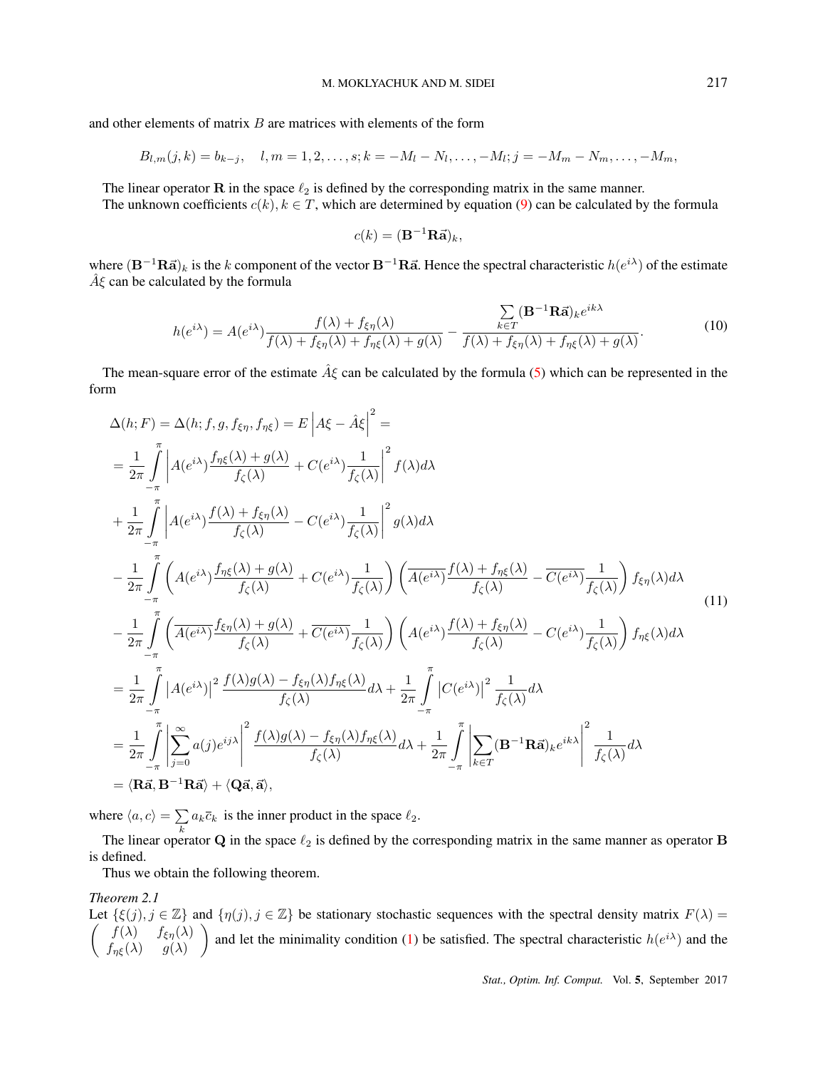and other elements of matrix $B$ are matrices with elements of the form

$$B_{l,m}(j,k) = b_{k-j}, \quad l,m = 1,2,\ldots,s; k = -M_l - N_l,\ldots,-M_l; j = -M_m - N_m,\ldots,-M_m,$$

The linear operator $\mathbf{R}$ in the space $\ell_2$ is defined by the corresponding matrix in the same manner.

The unknown coefficients $c(k), k \in T$, which are determined by equation (9) can be calculated by the formula

$$c(k) = (\mathbf{B}^{-1}\mathbf{R}\vec{\mathbf{a}})_k,$$

where $(\mathbf{B}^{-1}\mathbf{R}\vec{\mathbf{a}})_k$ is the $k$ component of the vector $\mathbf{B}^{-1}\mathbf{R}\vec{\mathbf{a}}$. Hence the spectral characteristic $h(e^{i\lambda})$ of the estimate $\hat{A}\xi$ can be calculated by the formula

$$h(e^{i\lambda}) = A(e^{i\lambda})\frac{f(\lambda) + f_{\xi\eta}(\lambda)}{f(\lambda) + f_{\xi\eta}(\lambda) + f_{\eta\xi}(\lambda) + g(\lambda)} - \frac{\sum\limits_{k\in T}(\mathbf{B}^{-1}\mathbf{R}\vec{\mathbf{a}})_k e^{ik\lambda}}{f(\lambda) + f_{\xi\eta}(\lambda) + f_{\eta\xi}(\lambda) + g(\lambda)}. \tag{10}$$

The mean-square error of the estimate $\hat{A}\xi$ can be calculated by the formula (5) which can be represented in the form

$$\begin{aligned}
&\Delta(h;F) = \Delta(h;f,g,f_{\xi\eta},f_{\eta\xi}) = E\left|A\xi - \hat{A}\xi\right|^2 = \\
&= \frac{1}{2\pi}\int_{-\pi}^{\pi}\left|A(e^{i\lambda})\frac{f_{\eta\xi}(\lambda) + g(\lambda)}{f_\zeta(\lambda)} + C(e^{i\lambda})\frac{1}{f_\zeta(\lambda)}\right|^2 f(\lambda)d\lambda \\
&+ \frac{1}{2\pi}\int_{-\pi}^{\pi}\left|A(e^{i\lambda})\frac{f(\lambda) + f_{\xi\eta}(\lambda)}{f_\zeta(\lambda)} - C(e^{i\lambda})\frac{1}{f_\zeta(\lambda)}\right|^2 g(\lambda)d\lambda \\
&- \frac{1}{2\pi}\int_{-\pi}^{\pi}\left(A(e^{i\lambda})\frac{f_{\eta\xi}(\lambda) + g(\lambda)}{f_\zeta(\lambda)} + C(e^{i\lambda})\frac{1}{f_\zeta(\lambda)}\right)\left(\overline{A(e^{i\lambda})}\frac{f(\lambda) + f_{\eta\xi}(\lambda)}{f_\zeta(\lambda)} - \overline{C(e^{i\lambda})}\frac{1}{f_\zeta(\lambda)}\right)f_{\xi\eta}(\lambda)d\lambda \\
&- \frac{1}{2\pi}\int_{-\pi}^{\pi}\left(\overline{A(e^{i\lambda})}\frac{f_{\xi\eta}(\lambda) + g(\lambda)}{f_\zeta(\lambda)} + \overline{C(e^{i\lambda})}\frac{1}{f_\zeta(\lambda)}\right)\left(A(e^{i\lambda})\frac{f(\lambda) + f_{\xi\eta}(\lambda)}{f_\zeta(\lambda)} - C(e^{i\lambda})\frac{1}{f_\zeta(\lambda)}\right)f_{\eta\xi}(\lambda)d\lambda \\
&= \frac{1}{2\pi}\int_{-\pi}^{\pi}\left|A(e^{i\lambda})\right|^2\frac{f(\lambda)g(\lambda) - f_{\xi\eta}(\lambda)f_{\eta\xi}(\lambda)}{f_\zeta(\lambda)}d\lambda + \frac{1}{2\pi}\int_{-\pi}^{\pi}\left|C(e^{i\lambda})\right|^2\frac{1}{f_\zeta(\lambda)}d\lambda \\
&= \frac{1}{2\pi}\int_{-\pi}^{\pi}\left|\sum_{j=0}^{\infty}a(j)e^{ij\lambda}\right|^2\frac{f(\lambda)g(\lambda) - f_{\xi\eta}(\lambda)f_{\eta\xi}(\lambda)}{f_\zeta(\lambda)}d\lambda + \frac{1}{2\pi}\int_{-\pi}^{\pi}\left|\sum_{k\in T}(\mathbf{B}^{-1}\mathbf{R}\vec{\mathbf{a}})_k e^{ik\lambda}\right|^2\frac{1}{f_\zeta(\lambda)}d\lambda \\
&= \langle\mathbf{R}\vec{\mathbf{a}}, \mathbf{B}^{-1}\mathbf{R}\vec{\mathbf{a}}\rangle + \langle\mathbf{Q}\vec{\mathbf{a}}, \vec{\mathbf{a}}\rangle,
\end{aligned} \tag{11}$$

where $\langle a, c\rangle = \sum\limits_k a_k\overline{c}_k$ is the inner product in the space $\ell_2$.

The linear operator $\mathbf{Q}$ in the space $\ell_2$ is defined by the corresponding matrix in the same manner as operator $\mathbf{B}$ is defined.

Thus we obtain the following theorem.

*Theorem 2.1*

Let $\{\xi(j), j \in \mathbb{Z}\}$ and $\{\eta(j), j \in \mathbb{Z}\}$ be stationary stochastic sequences with the spectral density matrix $F(\lambda) = \begin{pmatrix} f(\lambda) & f_{\xi\eta}(\lambda) \\ f_{\eta\xi}(\lambda) & g(\lambda) \end{pmatrix}$ and let the minimality condition (1) be satisfied. The spectral characteristic $h(e^{i\lambda})$ and the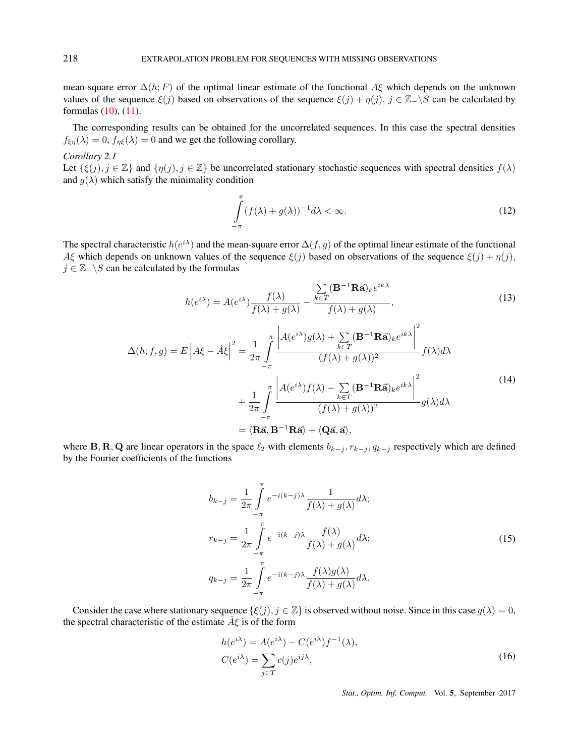mean-square error $\Delta(h;F)$ of the optimal linear estimate of the functional $A\xi$ which depends on the unknown values of the sequence $\xi(j)$ based on observations of the sequence $\xi(j)+\eta(j)$, $j\in\mathbb{Z}_-\backslash S$ can be calculated by formulas (10), (11).

The corresponding results can be obtained for the uncorrelated sequences. In this case the spectral densities $f_{\xi\eta}(\lambda)=0$, $f_{\eta\xi}(\lambda)=0$ and we get the following corollary.

*Corollary 2.1*
Let $\{\xi(j), j\in\mathbb{Z}\}$ and $\{\eta(j), j\in\mathbb{Z}\}$ be uncorrelated stationary stochastic sequences with spectral densities $f(\lambda)$ and $g(\lambda)$ which satisfy the minimality condition

$$\int_{-\pi}^{\pi}(f(\lambda)+g(\lambda))^{-1}d\lambda<\infty. \tag{12}$$

The spectral characteristic $h(e^{i\lambda})$ and the mean-square error $\Delta(f,g)$ of the optimal linear estimate of the functional $A\xi$ which depends on unknown values of the sequence $\xi(j)$ based on observations of the sequence $\xi(j)+\eta(j)$, $j\in\mathbb{Z}_-\backslash S$ can be calculated by the formulas

$$h(e^{i\lambda})=A(e^{i\lambda})\frac{f(\lambda)}{f(\lambda)+g(\lambda)}-\frac{\sum\limits_{k\in T}(\mathbf{B}^{-1}\mathbf{R}\vec{\mathbf{a}})_k e^{ik\lambda}}{f(\lambda)+g(\lambda)}, \tag{13}$$

$$\begin{aligned}
\Delta(h;f,g)=E\left|A\xi-\hat{A}\xi\right|^2&=\frac{1}{2\pi}\int_{-\pi}^{\pi}\frac{\left|A(e^{i\lambda})g(\lambda)+\sum\limits_{k\in T}(\mathbf{B}^{-1}\mathbf{R}\vec{\mathbf{a}})_k e^{ik\lambda}\right|^2}{(f(\lambda)+g(\lambda))^2}f(\lambda)d\lambda\\
&+\frac{1}{2\pi}\int_{-\pi}^{\pi}\frac{\left|A(e^{i\lambda})f(\lambda)-\sum\limits_{k\in T}(\mathbf{B}^{-1}\mathbf{R}\vec{\mathbf{a}})_k e^{ik\lambda}\right|^2}{(f(\lambda)+g(\lambda))^2}g(\lambda)d\lambda\\
&=\langle\mathbf{R}\vec{\mathbf{a}},\mathbf{B}^{-1}\mathbf{R}\vec{\mathbf{a}}\rangle+\langle\mathbf{Q}\vec{\mathbf{a}},\vec{\mathbf{a}}\rangle,
\end{aligned} \tag{14}$$

where $\mathbf{B},\mathbf{R},\mathbf{Q}$ are linear operators in the space $\ell_2$ with elements $b_{k-j}, r_{k-j}, q_{k-j}$ respectively which are defined by the Fourier coefficients of the functions

$$\begin{aligned}
b_{k-j}&=\frac{1}{2\pi}\int_{-\pi}^{\pi}e^{-i(k-j)\lambda}\frac{1}{f(\lambda)+g(\lambda)}d\lambda;\\
r_{k-j}&=\frac{1}{2\pi}\int_{-\pi}^{\pi}e^{-i(k-j)\lambda}\frac{f(\lambda)}{f(\lambda)+g(\lambda)}d\lambda;\\
q_{k-j}&=\frac{1}{2\pi}\int_{-\pi}^{\pi}e^{-i(k-j)\lambda}\frac{f(\lambda)g(\lambda)}{f(\lambda)+g(\lambda)}d\lambda.
\end{aligned} \tag{15}$$

Consider the case where stationary sequence $\{\xi(j), j\in\mathbb{Z}\}$ is observed without noise. Since in this case $g(\lambda)=0$, the spectral characteristic of the estimate $\hat{A}\xi$ is of the form

$$\begin{aligned}
h(e^{i\lambda})&=A(e^{i\lambda})-C(e^{i\lambda})f^{-1}(\lambda),\\
C(e^{i\lambda})&=\sum_{j\in T}c(j)e^{ij\lambda},
\end{aligned} \tag{16}$$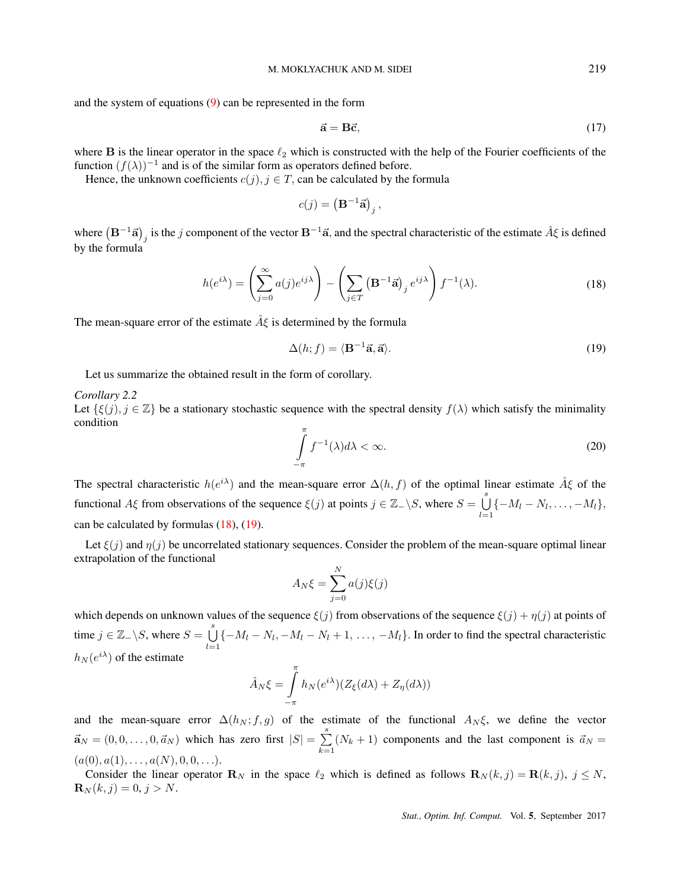and the system of equations (9) can be represented in the form

$$\vec{\mathbf{a}} = \mathbf{B}\vec{\mathbf{c}}, \tag{17}$$

where $\mathbf{B}$ is the linear operator in the space $\ell_2$ which is constructed with the help of the Fourier coefficients of the function $(f(\lambda))^{-1}$ and is of the similar form as operators defined before.

Hence, the unknown coefficients $c(j), j \in T$, can be calculated by the formula

$$c(j) = \left(\mathbf{B}^{-1}\vec{\mathbf{a}}\right)_j,$$

where $\left(\mathbf{B}^{-1}\vec{\mathbf{a}}\right)_j$ is the $j$ component of the vector $\mathbf{B}^{-1}\vec{\mathbf{a}}$, and the spectral characteristic of the estimate $\hat{A}\xi$ is defined by the formula

$$h(e^{i\lambda}) = \left(\sum_{j=0}^{\infty} a(j)e^{ij\lambda}\right) - \left(\sum_{j\in T} \left(\mathbf{B}^{-1}\vec{\mathbf{a}}\right)_j e^{ij\lambda}\right) f^{-1}(\lambda). \tag{18}$$

The mean-square error of the estimate $\hat{A}\xi$ is determined by the formula

$$\Delta(h; f) = \langle \mathbf{B}^{-1}\vec{\mathbf{a}}, \vec{\mathbf{a}} \rangle. \tag{19}$$

Let us summarize the obtained result in the form of corollary.

*Corollary 2.2*
Let $\{\xi(j), j \in \mathbb{Z}\}$ be a stationary stochastic sequence with the spectral density $f(\lambda)$ which satisfy the minimality condition

$$\int_{-\pi}^{\pi} f^{-1}(\lambda)d\lambda < \infty. \tag{20}$$

The spectral characteristic $h(e^{i\lambda})$ and the mean-square error $\Delta(h, f)$ of the optimal linear estimate $\hat{A}\xi$ of the functional $A\xi$ from observations of the sequence $\xi(j)$ at points $j \in \mathbb{Z}_-\backslash S$, where $S = \bigcup_{l=1}^{s}\{-M_l - N_l, \ldots, -M_l\}$, can be calculated by formulas (18), (19).

Let $\xi(j)$ and $\eta(j)$ be uncorrelated stationary sequences. Consider the problem of the mean-square optimal linear extrapolation of the functional

$$A_N\xi = \sum_{j=0}^{N} a(j)\xi(j)$$

which depends on unknown values of the sequence $\xi(j)$ from observations of the sequence $\xi(j) + \eta(j)$ at points of time $j \in \mathbb{Z}_-\backslash S$, where $S = \bigcup_{l=1}^{s}\{-M_l - N_l, -M_l - N_l + 1, \ldots, -M_l\}$. In order to find the spectral characteristic $h_N(e^{i\lambda})$ of the estimate

$$\hat{A}_N\xi = \int_{-\pi}^{\pi} h_N(e^{i\lambda})(Z_\xi(d\lambda) + Z_\eta(d\lambda))$$

and the mean-square error $\Delta(h_N; f, g)$ of the estimate of the functional $A_N\xi$, we define the vector $\vec{\mathbf{a}}_N = (0, 0, \ldots, 0, \vec{a}_N)$ which has zero first $|S| = \sum_{k=1}^{s}(N_k + 1)$ components and the last component is $\vec{a}_N = (a(0), a(1), \ldots, a(N), 0, 0, \ldots)$.

Consider the linear operator $\mathbf{R}_N$ in the space $\ell_2$ which is defined as follows $\mathbf{R}_N(k, j) = \mathbf{R}(k, j),\ j \leq N$, $\mathbf{R}_N(k, j) = 0,\ j > N$.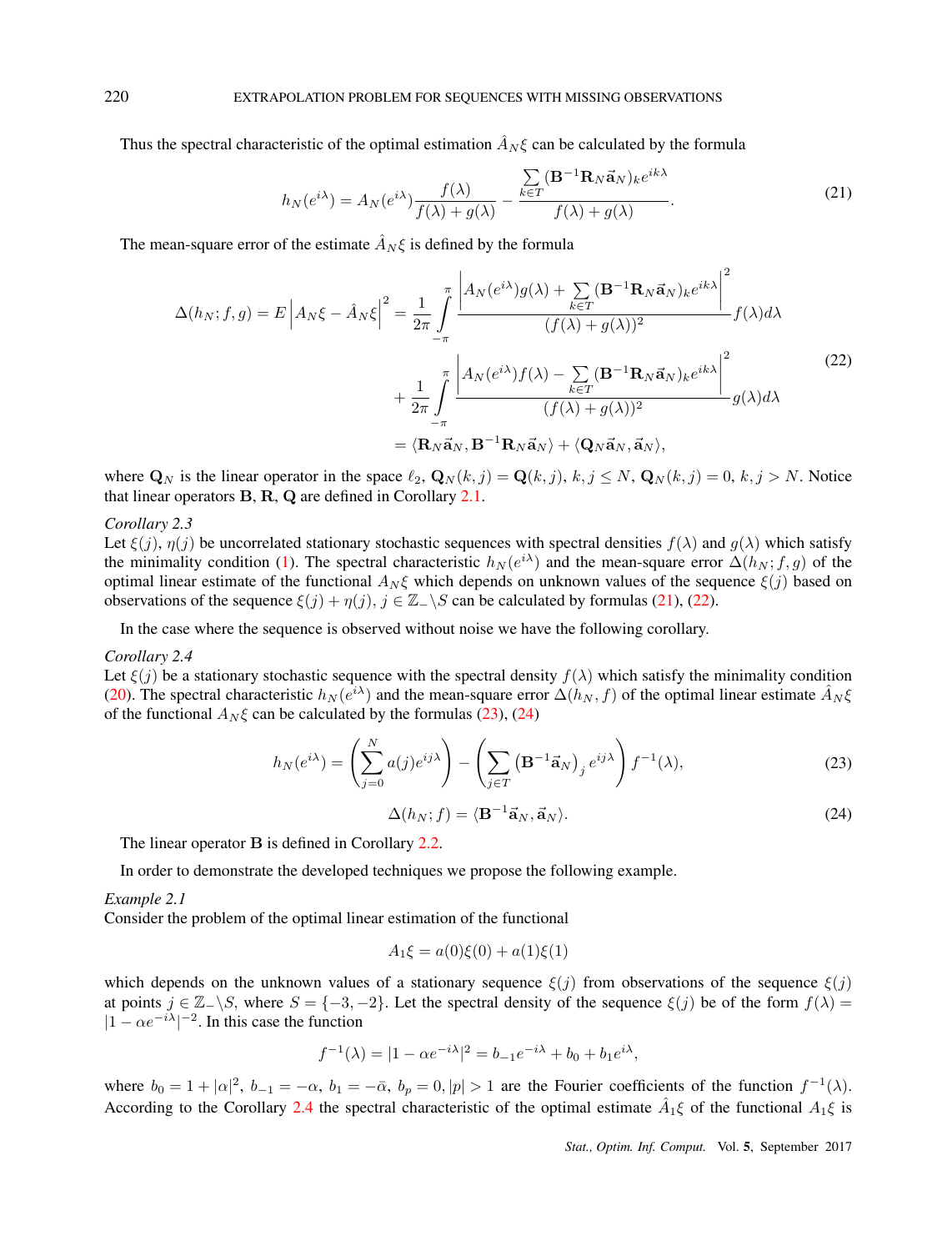Thus the spectral characteristic of the optimal estimation $\hat{A}_N\xi$ can be calculated by the formula

$$h_N(e^{i\lambda}) = A_N(e^{i\lambda})\frac{f(\lambda)}{f(\lambda)+g(\lambda)} - \frac{\sum\limits_{k\in T}(\mathbf{B}^{-1}\mathbf{R}_N\vec{\mathbf{a}}_N)_k e^{ik\lambda}}{f(\lambda)+g(\lambda)}. \tag{21}$$

The mean-square error of the estimate $\hat{A}_N\xi$ is defined by the formula

$$\begin{aligned}
\Delta(h_N; f, g) = E\left|A_N\xi - \hat{A}_N\xi\right|^2 &= \frac{1}{2\pi}\int_{-\pi}^{\pi}\frac{\left|A_N(e^{i\lambda})g(\lambda) + \sum\limits_{k\in T}(\mathbf{B}^{-1}\mathbf{R}_N\vec{\mathbf{a}}_N)_k e^{ik\lambda}\right|^2}{(f(\lambda)+g(\lambda))^2}f(\lambda)d\lambda \\
&+ \frac{1}{2\pi}\int_{-\pi}^{\pi}\frac{\left|A_N(e^{i\lambda})f(\lambda) - \sum\limits_{k\in T}(\mathbf{B}^{-1}\mathbf{R}_N\vec{\mathbf{a}}_N)_k e^{ik\lambda}\right|^2}{(f(\lambda)+g(\lambda))^2}g(\lambda)d\lambda \\
&= \langle\mathbf{R}_N\vec{\mathbf{a}}_N, \mathbf{B}^{-1}\mathbf{R}_N\vec{\mathbf{a}}_N\rangle + \langle\mathbf{Q}_N\vec{\mathbf{a}}_N, \vec{\mathbf{a}}_N\rangle,
\end{aligned} \tag{22}$$

where $\mathbf{Q}_N$ is the linear operator in the space $\ell_2$, $\mathbf{Q}_N(k,j) = \mathbf{Q}(k,j)$, $k,j \leq N$, $\mathbf{Q}_N(k,j) = 0$, $k,j > N$. Notice that linear operators $\mathbf{B}$, $\mathbf{R}$, $\mathbf{Q}$ are defined in Corollary 2.1.

*Corollary 2.3*
Let $\xi(j)$, $\eta(j)$ be uncorrelated stationary stochastic sequences with spectral densities $f(\lambda)$ and $g(\lambda)$ which satisfy the minimality condition (1). The spectral characteristic $h_N(e^{i\lambda})$ and the mean-square error $\Delta(h_N; f, g)$ of the optimal linear estimate of the functional $A_N\xi$ which depends on unknown values of the sequence $\xi(j)$ based on observations of the sequence $\xi(j)+\eta(j)$, $j \in \mathbb{Z}_-\backslash S$ can be calculated by formulas (21), (22).

In the case where the sequence is observed without noise we have the following corollary.

*Corollary 2.4*
Let $\xi(j)$ be a stationary stochastic sequence with the spectral density $f(\lambda)$ which satisfy the minimality condition (20). The spectral characteristic $h_N(e^{i\lambda})$ and the mean-square error $\Delta(h_N, f)$ of the optimal linear estimate $\hat{A}_N\xi$ of the functional $A_N\xi$ can be calculated by the formulas (23), (24)

$$h_N(e^{i\lambda}) = \left(\sum_{j=0}^{N} a(j)e^{ij\lambda}\right) - \left(\sum_{j\in T}\left(\mathbf{B}^{-1}\vec{\mathbf{a}}_N\right)_j e^{ij\lambda}\right)f^{-1}(\lambda), \tag{23}$$

$$\Delta(h_N; f) = \langle\mathbf{B}^{-1}\vec{\mathbf{a}}_N, \vec{\mathbf{a}}_N\rangle. \tag{24}$$

The linear operator $\mathbf{B}$ is defined in Corollary 2.2.

In order to demonstrate the developed techniques we propose the following example.

*Example 2.1*
Consider the problem of the optimal linear estimation of the functional

$$A_1\xi = a(0)\xi(0) + a(1)\xi(1)$$

which depends on the unknown values of a stationary sequence $\xi(j)$ from observations of the sequence $\xi(j)$ at points $j \in \mathbb{Z}_-\backslash S$, where $S = \{-3, -2\}$. Let the spectral density of the sequence $\xi(j)$ be of the form $f(\lambda) = |1-\alpha e^{-i\lambda}|^{-2}$. In this case the function

$$f^{-1}(\lambda) = |1-\alpha e^{-i\lambda}|^2 = b_{-1}e^{-i\lambda} + b_0 + b_1 e^{i\lambda},$$

where $b_0 = 1+|\alpha|^2$, $b_{-1} = -\alpha$, $b_1 = -\bar{\alpha}$, $b_p = 0, |p| > 1$ are the Fourier coefficients of the function $f^{-1}(\lambda)$. According to the Corollary 2.4 the spectral characteristic of the optimal estimate $\hat{A}_1\xi$ of the functional $A_1\xi$ is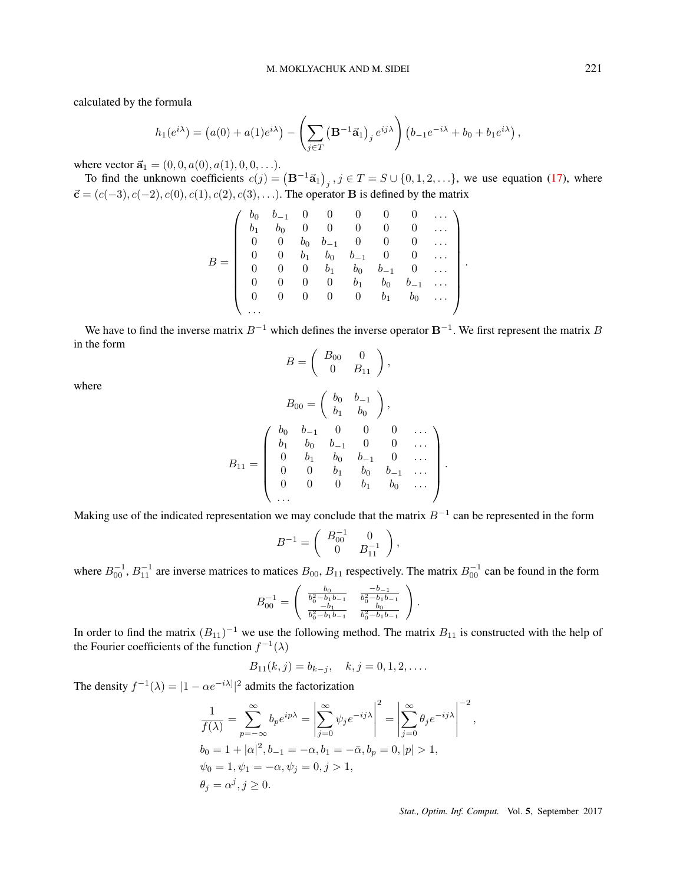calculated by the formula

$$
h_1(e^{i\lambda}) = \left(a(0) + a(1)e^{i\lambda}\right) - \left(\sum_{j\in T} \left(\mathbf{B}^{-1}\vec{\mathbf{a}}_1\right)_j e^{ij\lambda}\right)\left(b_{-1}e^{-i\lambda} + b_0 + b_1 e^{i\lambda}\right),
$$

where vector $\vec{\mathbf{a}}_1 = (0, 0, a(0), a(1), 0, 0, \ldots)$.

To find the unknown coefficients $c(j) = \left(\mathbf{B}^{-1}\vec{\mathbf{a}}_1\right)_j, j \in T = S \cup \{0, 1, 2, \ldots\}$, we use equation (17), where $\vec{\mathbf{c}} = (c(-3), c(-2), c(0), c(1), c(2), c(3), \ldots)$. The operator $\mathbf{B}$ is defined by the matrix

$$
B = \begin{pmatrix}
b_0 & b_{-1} & 0 & 0 & 0 & 0 & 0 & \ldots \\
b_1 & b_0 & 0 & 0 & 0 & 0 & 0 & \ldots \\
0 & 0 & b_0 & b_{-1} & 0 & 0 & 0 & \ldots \\
0 & 0 & b_1 & b_0 & b_{-1} & 0 & 0 & \ldots \\
0 & 0 & 0 & b_1 & b_0 & b_{-1} & 0 & \ldots \\
0 & 0 & 0 & 0 & b_1 & b_0 & b_{-1} & \ldots \\
0 & 0 & 0 & 0 & 0 & b_1 & b_0 & \ldots \\
\ldots
\end{pmatrix}.
$$

We have to find the inverse matrix $B^{-1}$ which defines the inverse operator $\mathbf{B}^{-1}$. We first represent the matrix $B$ in the form

$$
B = \begin{pmatrix} B_{00} & 0 \\ 0 & B_{11} \end{pmatrix},
$$

where

$$
B_{00} = \begin{pmatrix} b_0 & b_{-1} \\ b_1 & b_0 \end{pmatrix},
$$

$$
B_{11} = \begin{pmatrix}
b_0 & b_{-1} & 0 & 0 & 0 & \ldots \\
b_1 & b_0 & b_{-1} & 0 & 0 & \ldots \\
0 & b_1 & b_0 & b_{-1} & 0 & \ldots \\
0 & 0 & b_1 & b_0 & b_{-1} & \ldots \\
0 & 0 & 0 & b_1 & b_0 & \ldots \\
\ldots
\end{pmatrix}.
$$

Making use of the indicated representation we may conclude that the matrix $B^{-1}$ can be represented in the form

$$
B^{-1} = \begin{pmatrix} B_{00}^{-1} & 0 \\ 0 & B_{11}^{-1} \end{pmatrix},
$$

where $B_{00}^{-1}$, $B_{11}^{-1}$ are inverse matrices to matices $B_{00}$, $B_{11}$ respectively. The matrix $B_{00}^{-1}$ can be found in the form

$$
B_{00}^{-1} = \begin{pmatrix} \frac{b_0}{b_0^2 - b_1 b_{-1}} & \frac{-b_{-1}}{b_0^2 - b_1 b_{-1}} \\ \frac{-b_1}{b_0^2 - b_1 b_{-1}} & \frac{b_0}{b_0^2 - b_1 b_{-1}} \end{pmatrix}.
$$

In order to find the matrix $(B_{11})^{-1}$ we use the following method. The matrix $B_{11}$ is constructed with the help of the Fourier coefficients of the function $f^{-1}(\lambda)$

$$
B_{11}(k, j) = b_{k-j}, \quad k, j = 0, 1, 2, \ldots.
$$

The density $f^{-1}(\lambda) = |1 - \alpha e^{-i\lambda]}|^2$ admits the factorization

$$
\begin{aligned}
&\frac{1}{f(\lambda)} = \sum_{p=-\infty}^{\infty} b_p e^{ip\lambda} = \left|\sum_{j=0}^{\infty} \psi_j e^{-ij\lambda}\right|^2 = \left|\sum_{j=0}^{\infty} \theta_j e^{-ij\lambda}\right|^{-2}, \\
&b_0 = 1 + |\alpha|^2, b_{-1} = -\alpha, b_1 = -\bar{\alpha}, b_p = 0, |p| > 1, \\
&\psi_0 = 1, \psi_1 = -\alpha, \psi_j = 0, j > 1, \\
&\theta_j = \alpha^j, j \geq 0.
\end{aligned}
$$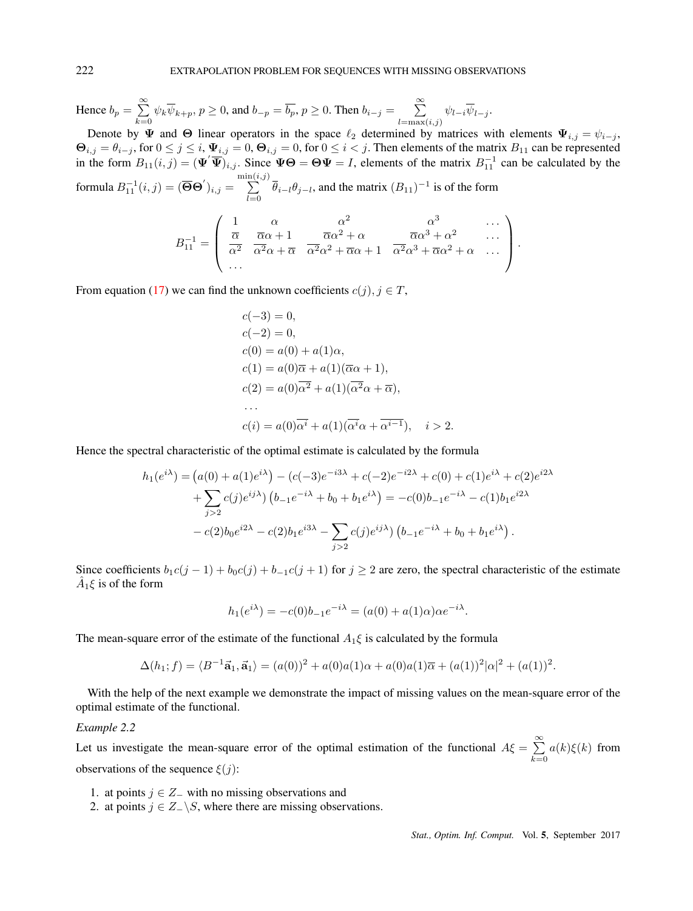Hence $b_p = \sum_{k=0}^{\infty} \psi_k \overline{\psi}_{k+p}$, $p \geq 0$, and $b_{-p} = \overline{b_p}$, $p \geq 0$. Then $b_{i-j} = \sum_{l=\max(i,j)}^{\infty} \psi_{l-i} \overline{\psi}_{l-j}$.

Denote by $\mathbf{\Psi}$ and $\mathbf{\Theta}$ linear operators in the space $\ell_2$ determined by matrices with elements $\mathbf{\Psi}_{i,j} = \psi_{i-j}$, $\mathbf{\Theta}_{i,j} = \theta_{i-j}$, for $0 \leq j \leq i$, $\mathbf{\Psi}_{i,j} = 0$, $\mathbf{\Theta}_{i,j} = 0$, for $0 \leq i < j$. Then elements of the matrix $B_{11}$ can be represented in the form $B_{11}(i,j) = (\mathbf{\Psi}^{'} \overline{\mathbf{\Psi}})_{i,j}$. Since $\mathbf{\Psi}\mathbf{\Theta} = \mathbf{\Theta}\mathbf{\Psi} = I$, elements of the matrix $B_{11}^{-1}$ can be calculated by the formula $B_{11}^{-1}(i,j) = (\overline{\mathbf{\Theta}}\mathbf{\Theta}^{'})_{i,j} = \sum_{l=0}^{\min(i,j)} \overline{\theta}_{i-l} \theta_{j-l}$, and the matrix $(B_{11})^{-1}$ is of the form

$$B_{11}^{-1} = \begin{pmatrix} 1 & \alpha & \alpha^2 & \alpha^3 & \dots \\ \overline{\alpha} & \overline{\alpha}\alpha + 1 & \overline{\alpha}\alpha^2 + \alpha & \overline{\alpha}\alpha^3 + \alpha^2 & \dots \\ \overline{\alpha^2} & \overline{\alpha^2}\alpha + \overline{\alpha} & \overline{\alpha^2}\alpha^2 + \overline{\alpha}\alpha + 1 & \overline{\alpha^2}\alpha^3 + \overline{\alpha}\alpha^2 + \alpha & \dots \\ \dots & & & & \end{pmatrix}.$$

From equation (17) we can find the unknown coefficients $c(j), j \in T$,

$$\begin{aligned}
&c(-3) = 0, \\
&c(-2) = 0, \\
&c(0) = a(0) + a(1)\alpha, \\
&c(1) = a(0)\overline{\alpha} + a(1)(\overline{\alpha}\alpha + 1), \\
&c(2) = a(0)\overline{\alpha^2} + a(1)(\overline{\alpha^2}\alpha + \overline{\alpha}), \\
&\dots \\
&c(i) = a(0)\overline{\alpha^i} + a(1)(\overline{\alpha^i}\alpha + \overline{\alpha^{i-1}}), \quad i > 2.
\end{aligned}$$

Hence the spectral characteristic of the optimal estimate is calculated by the formula

$$\begin{aligned}
h_1(e^{i\lambda}) = &\left(a(0) + a(1)e^{i\lambda}\right) - (c(-3)e^{-i3\lambda} + c(-2)e^{-i2\lambda} + c(0) + c(1)e^{i\lambda} + c(2)e^{i2\lambda} \\
&+ \sum_{j>2} c(j)e^{ij\lambda}) \left(b_{-1}e^{-i\lambda} + b_0 + b_1 e^{i\lambda}\right) = -c(0)b_{-1}e^{-i\lambda} - c(1)b_1 e^{i2\lambda} \\
&- c(2)b_0 e^{i2\lambda} - c(2)b_1 e^{i3\lambda} - \sum_{j>2} c(j)e^{ij\lambda} \left(b_{-1}e^{-i\lambda} + b_0 + b_1 e^{i\lambda}\right).
\end{aligned}$$

Since coefficients $b_1 c(j-1) + b_0 c(j) + b_{-1} c(j+1)$ for $j \geq 2$ are zero, the spectral characteristic of the estimate $\hat{A}_1\xi$ is of the form

$$h_1(e^{i\lambda}) = -c(0)b_{-1}e^{-i\lambda} = (a(0) + a(1)\alpha)\alpha e^{-i\lambda}.$$

The mean-square error of the estimate of the functional $A_1\xi$ is calculated by the formula

$$\Delta(h_1; f) = \langle B^{-1}\vec{\mathbf{a}}_1, \vec{\mathbf{a}}_1 \rangle = (a(0))^2 + a(0)a(1)\alpha + a(0)a(1)\overline{\alpha} + (a(1))^2|\alpha|^2 + (a(1))^2.$$

With the help of the next example we demonstrate the impact of missing values on the mean-square error of the optimal estimate of the functional.

*Example 2.2*

Let us investigate the mean-square error of the optimal estimation of the functional $A\xi = \sum_{k=0}^{\infty} a(k)\xi(k)$ from observations of the sequence $\xi(j)$:

1. at points $j \in Z_-$ with no missing observations and
2. at points $j \in Z_- \backslash S$, where there are missing observations.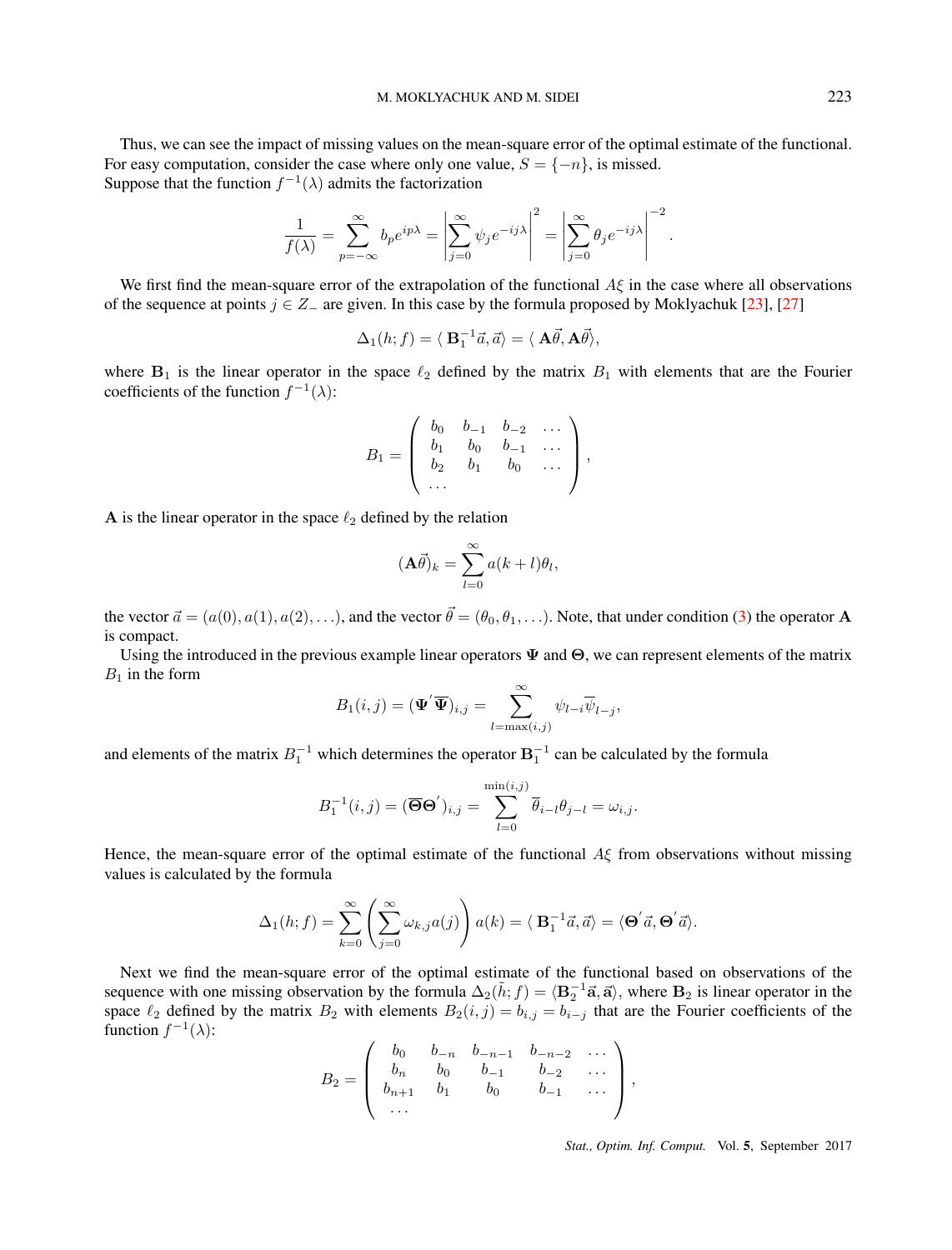Thus, we can see the impact of missing values on the mean-square error of the optimal estimate of the functional. For easy computation, consider the case where only one value, $S = \{-n\}$, is missed.
Suppose that the function $f^{-1}(\lambda)$ admits the factorization

$$\frac{1}{f(\lambda)} = \sum_{p=-\infty}^{\infty} b_p e^{ip\lambda} = \left| \sum_{j=0}^{\infty} \psi_j e^{-ij\lambda} \right|^2 = \left| \sum_{j=0}^{\infty} \theta_j e^{-ij\lambda} \right|^{-2}.$$

We first find the mean-square error of the extrapolation of the functional $A\xi$ in the case where all observations of the sequence at points $j \in Z_-$ are given. In this case by the formula proposed by Moklyachuk [23], [27]

$$\Delta_1(h; f) = \langle \mathbf{B}_1^{-1} \vec{a}, \vec{a} \rangle = \langle \mathbf{A}\vec{\theta}, \mathbf{A}\vec{\theta} \rangle,$$

where $\mathbf{B}_1$ is the linear operator in the space $\ell_2$ defined by the matrix $B_1$ with elements that are the Fourier coefficients of the function $f^{-1}(\lambda)$:

$$B_1 = \begin{pmatrix} b_0 & b_{-1} & b_{-2} & \dots \\ b_1 & b_0 & b_{-1} & \dots \\ b_2 & b_1 & b_0 & \dots \\ \dots & & & \end{pmatrix},$$

$\mathbf{A}$ is the linear operator in the space $\ell_2$ defined by the relation

$$(\mathbf{A}\vec{\theta})_k = \sum_{l=0}^{\infty} a(k+l)\theta_l,$$

the vector $\vec{a} = (a(0), a(1), a(2), \dots)$, and the vector $\vec{\theta} = (\theta_0, \theta_1, \dots)$. Note, that under condition (3) the operator $\mathbf{A}$ is compact.

Using the introduced in the previous example linear operators $\mathbf{\Psi}$ and $\mathbf{\Theta}$, we can represent elements of the matrix $B_1$ in the form

$$B_1(i,j) = (\mathbf{\Psi}' \overline{\mathbf{\Psi}})_{i,j} = \sum_{l=\max(i,j)}^{\infty} \psi_{l-i} \overline{\psi}_{l-j},$$

and elements of the matrix $B_1^{-1}$ which determines the operator $\mathbf{B}_1^{-1}$ can be calculated by the formula

$$B_1^{-1}(i,j) = (\overline{\mathbf{\Theta}} \mathbf{\Theta}')_{i,j} = \sum_{l=0}^{\min(i,j)} \overline{\theta}_{i-l} \theta_{j-l} = \omega_{i,j}.$$

Hence, the mean-square error of the optimal estimate of the functional $A\xi$ from observations without missing values is calculated by the formula

$$\Delta_1(h; f) = \sum_{k=0}^{\infty} \left( \sum_{j=0}^{\infty} \omega_{k,j} a(j) \right) a(k) = \langle \mathbf{B}_1^{-1} \vec{a}, \vec{a} \rangle = \langle \mathbf{\Theta}' \vec{a}, \mathbf{\Theta}' \vec{a} \rangle.$$

Next we find the mean-square error of the optimal estimate of the functional based on observations of the sequence with one missing observation by the formula $\Delta_2(\tilde{h}; f) = \langle \mathbf{B}_2^{-1} \vec{\mathbf{a}}, \vec{\mathbf{a}} \rangle$, where $\mathbf{B}_2$ is linear operator in the space $\ell_2$ defined by the matrix $B_2$ with elements $B_2(i,j) = b_{i,j} = b_{i-j}$ that are the Fourier coefficients of the function $f^{-1}(\lambda)$:

$$B_2 = \begin{pmatrix} b_0 & b_{-n} & b_{-n-1} & b_{-n-2} & \dots \\ b_n & b_0 & b_{-1} & b_{-2} & \dots \\ b_{n+1} & b_1 & b_0 & b_{-1} & \dots \\ \dots & & & & \end{pmatrix},$$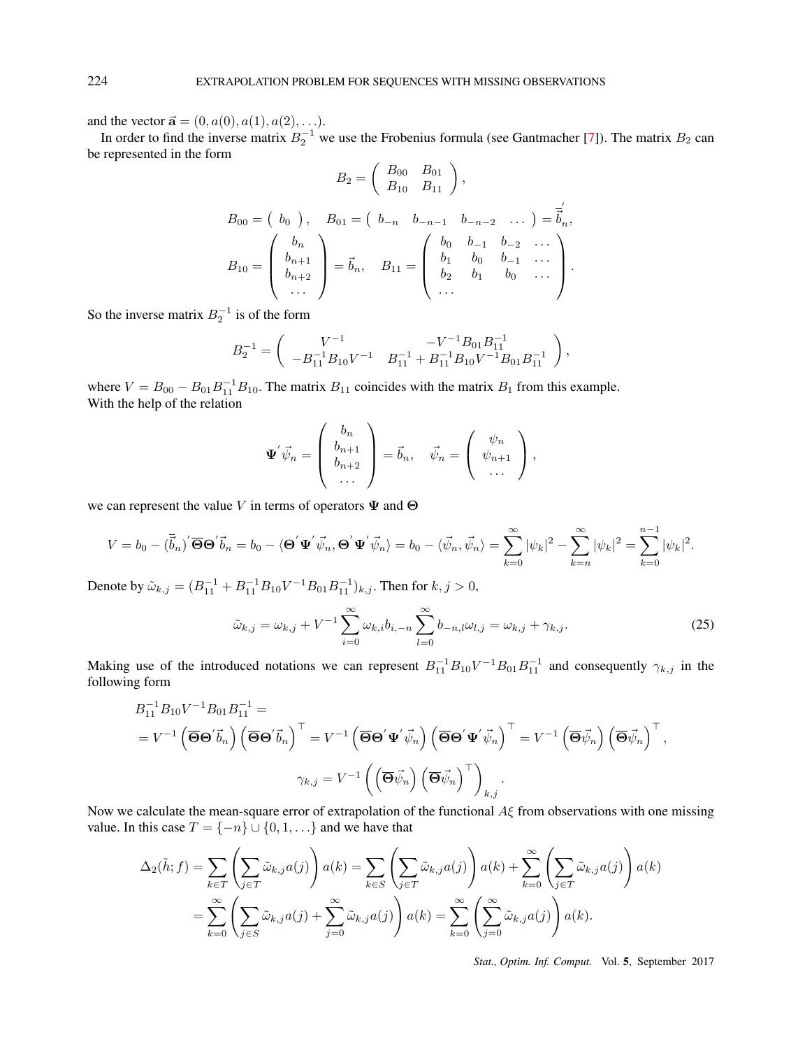and the vector $\vec{\mathbf{a}} = (0, a(0), a(1), a(2), \ldots)$.

In order to find the inverse matrix $B_2^{-1}$ we use the Frobenius formula (see Gantmacher [7]). The matrix $B_2$ can be represented in the form

$$B_2 = \begin{pmatrix} B_{00} & B_{01} \\ B_{10} & B_{11} \end{pmatrix},$$

$$B_{00} = \begin{pmatrix} b_0 \end{pmatrix}, \quad B_{01} = \begin{pmatrix} b_{-n} & b_{-n-1} & b_{-n-2} & \ldots \end{pmatrix} = \overline{\vec{b}}_n^{\,'},$$

$$B_{10} = \begin{pmatrix} b_n \\ b_{n+1} \\ b_{n+2} \\ \ldots \end{pmatrix} = \vec{b}_n, \quad B_{11} = \begin{pmatrix} b_0 & b_{-1} & b_{-2} & \ldots \\ b_1 & b_0 & b_{-1} & \ldots \\ b_2 & b_1 & b_0 & \ldots \\ \ldots \end{pmatrix}.$$

So the inverse matrix $B_2^{-1}$ is of the form

$$B_2^{-1} = \begin{pmatrix} V^{-1} & -V^{-1}B_{01}B_{11}^{-1} \\ -B_{11}^{-1}B_{10}V^{-1} & B_{11}^{-1} + B_{11}^{-1}B_{10}V^{-1}B_{01}B_{11}^{-1} \end{pmatrix},$$

where $V = B_{00} - B_{01}B_{11}^{-1}B_{10}$. The matrix $B_{11}$ coincides with the matrix $B_1$ from this example.
With the help of the relation

$$\mathbf{\Psi}'\vec{\psi}_n = \begin{pmatrix} b_n \\ b_{n+1} \\ b_{n+2} \\ \ldots \end{pmatrix} = \vec{b}_n, \quad \vec{\psi}_n = \begin{pmatrix} \psi_n \\ \psi_{n+1} \\ \ldots \end{pmatrix},$$

we can represent the value $V$ in terms of operators $\mathbf{\Psi}$ and $\mathbf{\Theta}$

$$V = b_0 - (\overline{\vec{b}}_n)'\overline{\mathbf{\Theta}}\mathbf{\Theta}'\vec{b}_n = b_0 - \langle \mathbf{\Theta}'\mathbf{\Psi}'\vec{\psi}_n, \mathbf{\Theta}'\mathbf{\Psi}'\vec{\psi}_n \rangle = b_0 - \langle \vec{\psi}_n, \vec{\psi}_n \rangle = \sum_{k=0}^{\infty} |\psi_k|^2 - \sum_{k=n}^{\infty} |\psi_k|^2 = \sum_{k=0}^{n-1} |\psi_k|^2.$$

Denote by $\tilde{\omega}_{k,j} = (B_{11}^{-1} + B_{11}^{-1}B_{10}V^{-1}B_{01}B_{11}^{-1})_{k,j}$. Then for $k, j > 0$,

$$\tilde{\omega}_{k,j} = \omega_{k,j} + V^{-1}\sum_{i=0}^{\infty} \omega_{k,i}b_{i,-n}\sum_{l=0}^{\infty} b_{-n,l}\omega_{l,j} = \omega_{k,j} + \gamma_{k,j}. \tag{25}$$

Making use of the introduced notations we can represent $B_{11}^{-1}B_{10}V^{-1}B_{01}B_{11}^{-1}$ and consequently $\gamma_{k,j}$ in the following form

$$B_{11}^{-1}B_{10}V^{-1}B_{01}B_{11}^{-1} =$$
$$= V^{-1}\left(\overline{\mathbf{\Theta}}\mathbf{\Theta}'\vec{b}_n\right)\left(\overline{\mathbf{\Theta}}\mathbf{\Theta}'\vec{b}_n\right)^{\top} = V^{-1}\left(\overline{\mathbf{\Theta}}\mathbf{\Theta}'\mathbf{\Psi}'\vec{\psi}_n\right)\left(\overline{\mathbf{\Theta}}\mathbf{\Theta}'\mathbf{\Psi}'\vec{\psi}_n\right)^{\top} = V^{-1}\left(\overline{\mathbf{\Theta}}\vec{\psi}_n\right)\left(\overline{\mathbf{\Theta}}\vec{\psi}_n\right)^{\top},$$

$$\gamma_{k,j} = V^{-1}\left(\left(\overline{\mathbf{\Theta}}\vec{\psi}_n\right)\left(\overline{\mathbf{\Theta}}\vec{\psi}_n\right)^{\top}\right)_{k,j}.$$

Now we calculate the mean-square error of extrapolation of the functional $A\xi$ from observations with one missing value. In this case $T = \{-n\} \cup \{0, 1, \ldots\}$ and we have that

$$\Delta_2(\tilde{h}; f) = \sum_{k \in T}\left(\sum_{j \in T} \tilde{\omega}_{k,j}a(j)\right)a(k) = \sum_{k \in S}\left(\sum_{j \in T} \tilde{\omega}_{k,j}a(j)\right)a(k) + \sum_{k=0}^{\infty}\left(\sum_{j \in T} \tilde{\omega}_{k,j}a(j)\right)a(k)$$
$$= \sum_{k=0}^{\infty}\left(\sum_{j \in S} \tilde{\omega}_{k,j}a(j) + \sum_{j=0}^{\infty} \tilde{\omega}_{k,j}a(j)\right)a(k) = \sum_{k=0}^{\infty}\left(\sum_{j=0}^{\infty} \tilde{\omega}_{k,j}a(j)\right)a(k).$$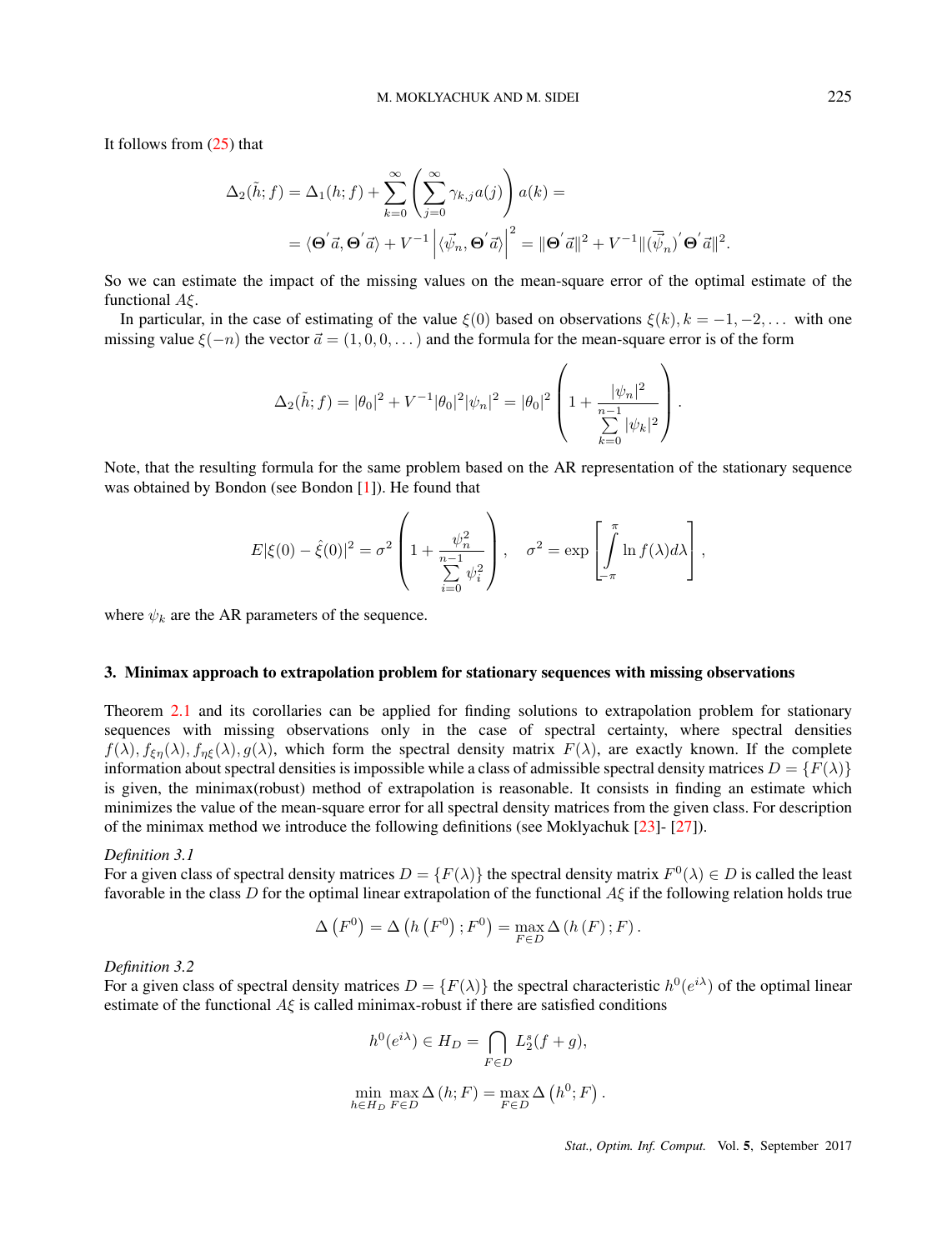It follows from (25) that

$$\Delta_2(\tilde{h}; f) = \Delta_1(h; f) + \sum_{k=0}^{\infty} \left( \sum_{j=0}^{\infty} \gamma_{k,j} a(j) \right) a(k) =$$

$$= \langle \mathbf{\Theta}^{'} \vec{a}, \mathbf{\Theta}^{'} \vec{a} \rangle + V^{-1} \left| \langle \vec{\psi}_n, \mathbf{\Theta}^{'} \vec{a} \rangle \right|^2 = \| \mathbf{\Theta}^{'} \vec{a} \|^2 + V^{-1} \| (\overline{\vec{\psi}}_n)^{'} \mathbf{\Theta}^{'} \vec{a} \|^2.$$

So we can estimate the impact of the missing values on the mean-square error of the optimal estimate of the functional $A\xi$.

In particular, in the case of estimating of the value $\xi(0)$ based on observations $\xi(k), k = -1, -2, \dots$ with one missing value $\xi(-n)$ the vector $\vec{a} = (1, 0, 0, \dots)$ and the formula for the mean-square error is of the form

$$\Delta_2(\tilde{h}; f) = |\theta_0|^2 + V^{-1} |\theta_0|^2 |\psi_n|^2 = |\theta_0|^2 \left( 1 + \frac{|\psi_n|^2}{\sum\limits_{k=0}^{n-1} |\psi_k|^2} \right).$$

Note, that the resulting formula for the same problem based on the AR representation of the stationary sequence was obtained by Bondon (see Bondon [1]). He found that

$$E|\xi(0) - \hat{\xi}(0)|^2 = \sigma^2 \left( 1 + \frac{\psi_n^2}{\sum\limits_{i=0}^{n-1} \psi_i^2} \right), \quad \sigma^2 = \exp \left[ \int_{-\pi}^{\pi} \ln f(\lambda) d\lambda \right],$$

where $\psi_k$ are the AR parameters of the sequence.

## 3. Minimax approach to extrapolation problem for stationary sequences with missing observations

Theorem 2.1 and its corollaries can be applied for finding solutions to extrapolation problem for stationary sequences with missing observations only in the case of spectral certainty, where spectral densities $f(\lambda), f_{\xi\eta}(\lambda), f_{\eta\xi}(\lambda), g(\lambda)$, which form the spectral density matrix $F(\lambda)$, are exactly known. If the complete information about spectral densities is impossible while a class of admissible spectral density matrices $D = \{F(\lambda)\}$ is given, the minimax(robust) method of extrapolation is reasonable. It consists in finding an estimate which minimizes the value of the mean-square error for all spectral density matrices from the given class. For description of the minimax method we introduce the following definitions (see Moklyachuk [23]- [27]).

*Definition 3.1*
For a given class of spectral density matrices $D = \{F(\lambda)\}$ the spectral density matrix $F^0(\lambda) \in D$ is called the least favorable in the class $D$ for the optimal linear extrapolation of the functional $A\xi$ if the following relation holds true

$$\Delta\left(F^0\right) = \Delta\left(h\left(F^0\right); F^0\right) = \max_{F \in D} \Delta\left(h\left(F\right); F\right).$$

*Definition 3.2*
For a given class of spectral density matrices $D = \{F(\lambda)\}$ the spectral characteristic $h^0(e^{i\lambda})$ of the optimal linear estimate of the functional $A\xi$ is called minimax-robust if there are satisfied conditions

$$h^0(e^{i\lambda}) \in H_D = \bigcap_{F \in D} L_2^s(f+g),$$

$$\min_{h \in H_D} \max_{F \in D} \Delta\left(h; F\right) = \max_{F \in D} \Delta\left(h^0; F\right).$$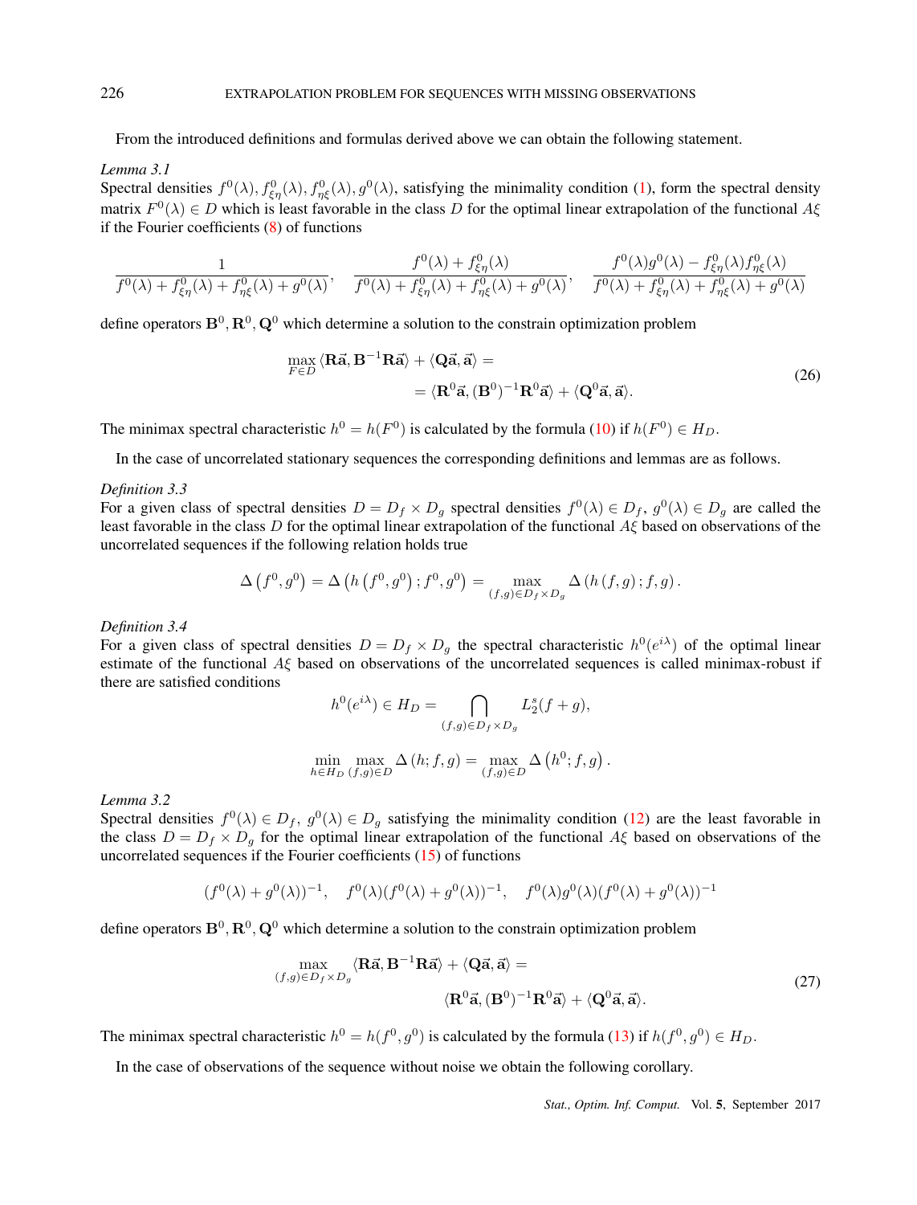From the introduced definitions and formulas derived above we can obtain the following statement.

*Lemma 3.1*
Spectral densities $f^0(\lambda), f^0_{\xi\eta}(\lambda), f^0_{\eta\xi}(\lambda), g^0(\lambda)$, satisfying the minimality condition (1), form the spectral density matrix $F^0(\lambda) \in D$ which is least favorable in the class $D$ for the optimal linear extrapolation of the functional $A\xi$ if the Fourier coefficients (8) of functions

$$\frac{1}{f^0(\lambda)+f^0_{\xi\eta}(\lambda)+f^0_{\eta\xi}(\lambda)+g^0(\lambda)}, \quad \frac{f^0(\lambda)+f^0_{\xi\eta}(\lambda)}{f^0(\lambda)+f^0_{\xi\eta}(\lambda)+f^0_{\eta\xi}(\lambda)+g^0(\lambda)}, \quad \frac{f^0(\lambda)g^0(\lambda)-f^0_{\xi\eta}(\lambda)f^0_{\eta\xi}(\lambda)}{f^0(\lambda)+f^0_{\xi\eta}(\lambda)+f^0_{\eta\xi}(\lambda)+g^0(\lambda)}$$

define operators $\mathbf{B}^0, \mathbf{R}^0, \mathbf{Q}^0$ which determine a solution to the constrain optimization problem

$$\begin{aligned} \max_{F\in D} \langle \mathbf{R}\vec{\mathbf{a}}, \mathbf{B}^{-1}\mathbf{R}\vec{\mathbf{a}}\rangle + \langle \mathbf{Q}\vec{\mathbf{a}}, \vec{\mathbf{a}}\rangle = \\ = \langle \mathbf{R}^0\vec{\mathbf{a}}, (\mathbf{B}^0)^{-1}\mathbf{R}^0\vec{\mathbf{a}}\rangle + \langle \mathbf{Q}^0\vec{\mathbf{a}}, \vec{\mathbf{a}}\rangle. \end{aligned} \tag{26}$$

The minimax spectral characteristic $h^0 = h(F^0)$ is calculated by the formula (10) if $h(F^0) \in H_D$.

In the case of uncorrelated stationary sequences the corresponding definitions and lemmas are as follows.

*Definition 3.3*
For a given class of spectral densities $D = D_f \times D_g$ spectral densities $f^0(\lambda) \in D_f$, $g^0(\lambda) \in D_g$ are called the least favorable in the class $D$ for the optimal linear extrapolation of the functional $A\xi$ based on observations of the uncorrelated sequences if the following relation holds true

$$\Delta\left(f^0, g^0\right) = \Delta\left(h\left(f^0, g^0\right); f^0, g^0\right) = \max_{(f,g)\in D_f\times D_g} \Delta\left(h\left(f, g\right); f, g\right).$$

*Definition 3.4*
For a given class of spectral densities $D = D_f \times D_g$ the spectral characteristic $h^0(e^{i\lambda})$ of the optimal linear estimate of the functional $A\xi$ based on observations of the uncorrelated sequences is called minimax-robust if there are satisfied conditions

$$h^0(e^{i\lambda}) \in H_D = \bigcap_{(f,g)\in D_f\times D_g} L_2^s(f+g),$$

$$\min_{h\in H_D} \max_{(f,g)\in D} \Delta\left(h; f, g\right) = \max_{(f,g)\in D} \Delta\left(h^0; f, g\right).$$

*Lemma 3.2*
Spectral densities $f^0(\lambda) \in D_f$, $g^0(\lambda) \in D_g$ satisfying the minimality condition (12) are the least favorable in the class $D = D_f \times D_g$ for the optimal linear extrapolation of the functional $A\xi$ based on observations of the uncorrelated sequences if the Fourier coefficients (15) of functions

$$(f^0(\lambda)+g^0(\lambda))^{-1}, \quad f^0(\lambda)(f^0(\lambda)+g^0(\lambda))^{-1}, \quad f^0(\lambda)g^0(\lambda)(f^0(\lambda)+g^0(\lambda))^{-1}$$

define operators $\mathbf{B}^0, \mathbf{R}^0, \mathbf{Q}^0$ which determine a solution to the constrain optimization problem

$$\begin{aligned} \max_{(f,g)\in D_f\times D_g} \langle \mathbf{R}\vec{\mathbf{a}}, \mathbf{B}^{-1}\mathbf{R}\vec{\mathbf{a}}\rangle + \langle \mathbf{Q}\vec{\mathbf{a}}, \vec{\mathbf{a}}\rangle = \\ \langle \mathbf{R}^0\vec{\mathbf{a}}, (\mathbf{B}^0)^{-1}\mathbf{R}^0\vec{\mathbf{a}}\rangle + \langle \mathbf{Q}^0\vec{\mathbf{a}}, \vec{\mathbf{a}}\rangle. \end{aligned} \tag{27}$$

The minimax spectral characteristic $h^0 = h(f^0, g^0)$ is calculated by the formula (13) if $h(f^0, g^0) \in H_D$.

In the case of observations of the sequence without noise we obtain the following corollary.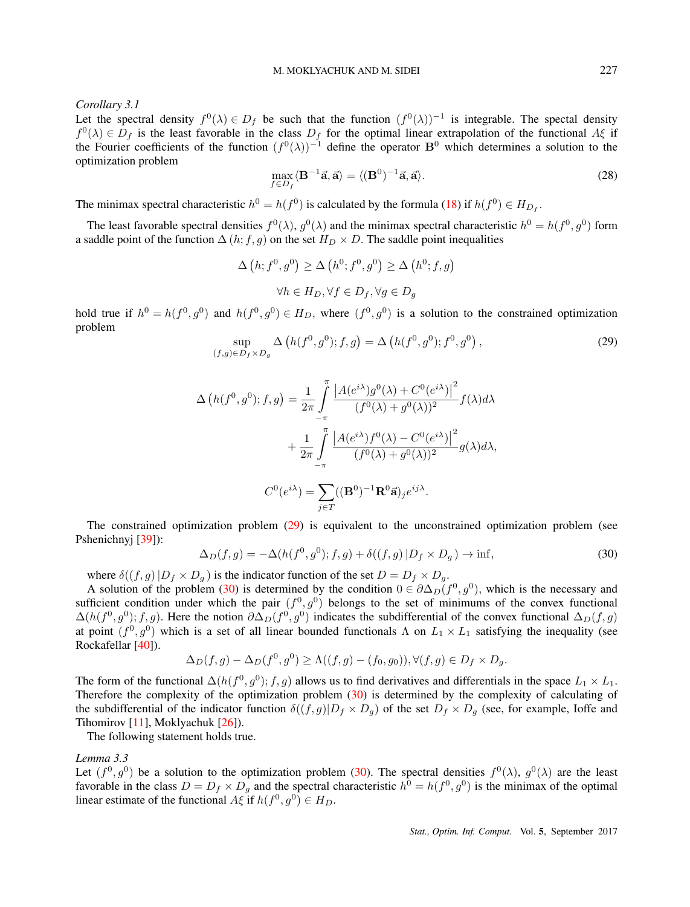*Corollary 3.1*
Let the spectral density $f^0(\lambda) \in D_f$ be such that the function $(f^0(\lambda))^{-1}$ is integrable. The spectral density $f^0(\lambda) \in D_f$ is the least favorable in the class $D_f$ for the optimal linear extrapolation of the functional $A\xi$ if the Fourier coefficients of the function $(f^0(\lambda))^{-1}$ define the operator $\mathbf{B}^0$ which determines a solution to the optimization problem

$$\max_{f \in D_f} \langle \mathbf{B}^{-1}\vec{\mathbf{a}}, \vec{\mathbf{a}} \rangle = \langle (\mathbf{B}^0)^{-1}\vec{\mathbf{a}}, \vec{\mathbf{a}} \rangle. \tag{28}$$

The minimax spectral characteristic $h^0 = h(f^0)$ is calculated by the formula (18) if $h(f^0) \in H_{D_f}$.

The least favorable spectral densities $f^0(\lambda)$, $g^0(\lambda)$ and the minimax spectral characteristic $h^0 = h(f^0, g^0)$ form a saddle point of the function $\Delta(h; f, g)$ on the set $H_D \times D$. The saddle point inequalities

$$\Delta\left(h; f^0, g^0\right) \geq \Delta\left(h^0; f^0, g^0\right) \geq \Delta\left(h^0; f, g\right)$$

$$\forall h \in H_D, \forall f \in D_f, \forall g \in D_g$$

hold true if $h^0 = h(f^0, g^0)$ and $h(f^0, g^0) \in H_D$, where $(f^0, g^0)$ is a solution to the constrained optimization problem

$$\sup_{(f,g) \in D_f \times D_g} \Delta\left(h(f^0, g^0); f, g\right) = \Delta\left(h(f^0, g^0); f^0, g^0\right), \tag{29}$$

$$\Delta\left(h(f^0, g^0); f, g\right) = \frac{1}{2\pi} \int_{-\pi}^{\pi} \frac{\left|A(e^{i\lambda})g^0(\lambda) + C^0(e^{i\lambda})\right|^2}{(f^0(\lambda) + g^0(\lambda))^2} f(\lambda) d\lambda$$

$$+ \frac{1}{2\pi} \int_{-\pi}^{\pi} \frac{\left|A(e^{i\lambda})f^0(\lambda) - C^0(e^{i\lambda})\right|^2}{(f^0(\lambda) + g^0(\lambda))^2} g(\lambda) d\lambda,$$

$$C^0(e^{i\lambda}) = \sum_{j \in T} ((\mathbf{B}^0)^{-1}\mathbf{R}^0\vec{\mathbf{a}})_j e^{ij\lambda}.$$

The constrained optimization problem (29) is equivalent to the unconstrained optimization problem (see Pshenichnyj [39]):

$$\Delta_D(f, g) = -\Delta(h(f^0, g^0); f, g) + \delta((f, g)\,| D_f \times D_g\,) \to \inf, \tag{30}$$

where $\delta((f, g)\,| D_f \times D_g\,)$ is the indicator function of the set $D = D_f \times D_g$.

A solution of the problem (30) is determined by the condition $0 \in \partial\Delta_D(f^0, g^0)$, which is the necessary and sufficient condition under which the pair $(f^0, g^0)$ belongs to the set of minimums of the convex functional $\Delta(h(f^0, g^0); f, g)$. Here the notion $\partial\Delta_D(f^0, g^0)$ indicates the subdifferential of the convex functional $\Delta_D(f, g)$ at point $(f^0, g^0)$ which is a set of all linear bounded functionals $\Lambda$ on $L_1 \times L_1$ satisfying the inequality (see Rockafellar [40]).

$$\Delta_D(f, g) - \Delta_D(f^0, g^0) \geq \Lambda((f, g) - (f_0, g_0)), \forall (f, g) \in D_f \times D_g.$$

The form of the functional $\Delta(h(f^0, g^0); f, g)$ allows us to find derivatives and differentials in the space $L_1 \times L_1$. Therefore the complexity of the optimization problem (30) is determined by the complexity of calculating of the subdifferential of the indicator function $\delta((f, g)|D_f \times D_g)$ of the set $D_f \times D_g$ (see, for example, Ioffe and Tihomirov [11], Moklyachuk [26]).

The following statement holds true.

*Lemma 3.3*
Let $(f^0, g^0)$ be a solution to the optimization problem (30). The spectral densities $f^0(\lambda)$, $g^0(\lambda)$ are the least favorable in the class $D = D_f \times D_g$ and the spectral characteristic $h^0 = h(f^0, g^0)$ is the minimax of the optimal linear estimate of the functional $A\xi$ if $h(f^0, g^0) \in H_D$.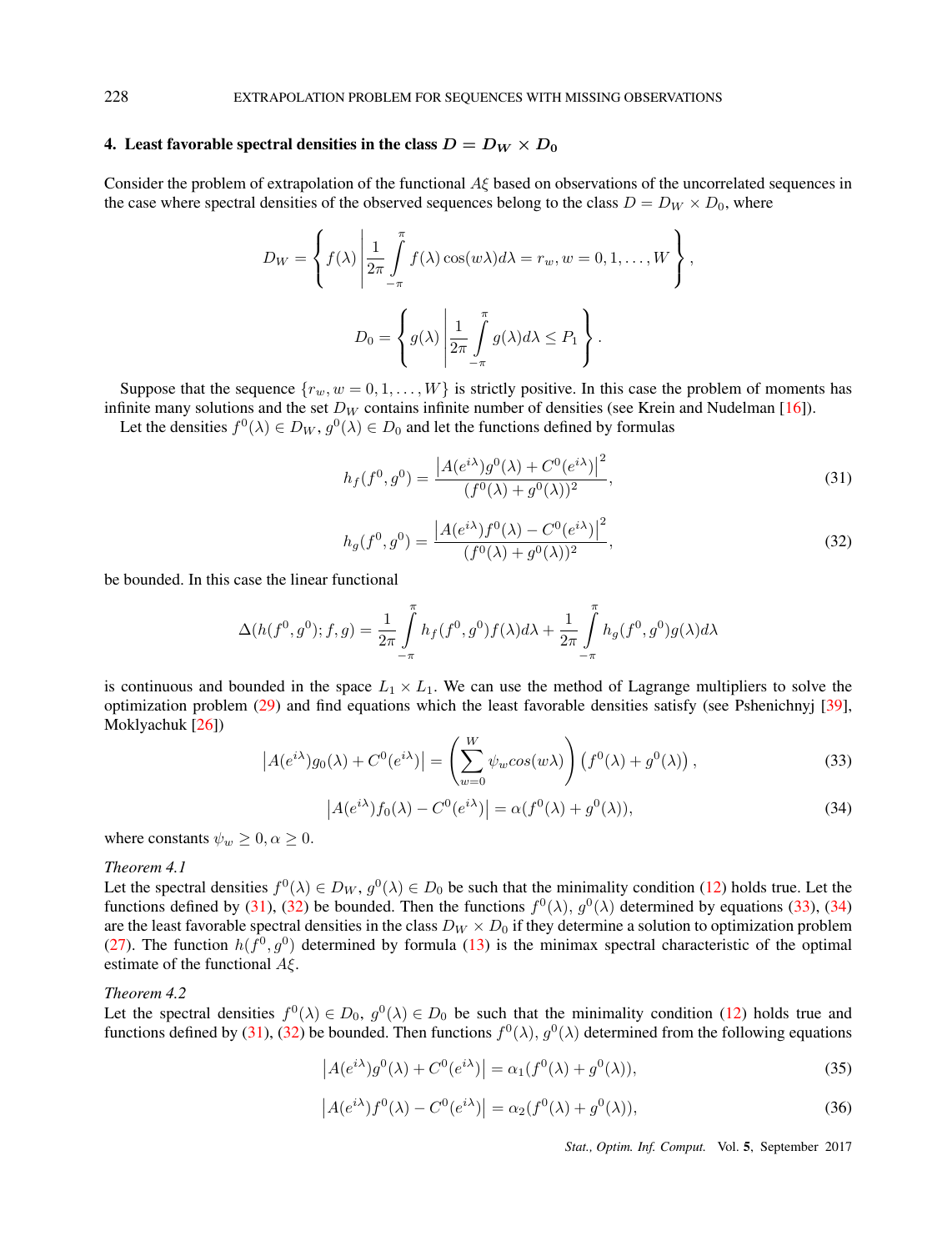## 4. Least favorable spectral densities in the class $D = D_W \times D_0$

Consider the problem of extrapolation of the functional $A\xi$ based on observations of the uncorrelated sequences in the case where spectral densities of the observed sequences belong to the class $D = D_W \times D_0$, where

$$D_W = \left\{ f(\lambda) \left| \frac{1}{2\pi} \int_{-\pi}^{\pi} f(\lambda) \cos(w\lambda) d\lambda = r_w, w = 0, 1, \dots, W \right. \right\},$$

$$D_0 = \left\{ g(\lambda) \left| \frac{1}{2\pi} \int_{-\pi}^{\pi} g(\lambda) d\lambda \leq P_1 \right. \right\}.$$

Suppose that the sequence $\{r_w, w = 0, 1, \dots, W\}$ is strictly positive. In this case the problem of moments has infinite many solutions and the set $D_W$ contains infinite number of densities (see Krein and Nudelman [16]).

Let the densities $f^0(\lambda) \in D_W$, $g^0(\lambda) \in D_0$ and let the functions defined by formulas

$$h_f(f^0, g^0) = \frac{\left|A(e^{i\lambda})g^0(\lambda) + C^0(e^{i\lambda})\right|^2}{(f^0(\lambda) + g^0(\lambda))^2}, \tag{31}$$

$$h_g(f^0, g^0) = \frac{\left|A(e^{i\lambda})f^0(\lambda) - C^0(e^{i\lambda})\right|^2}{(f^0(\lambda) + g^0(\lambda))^2}, \tag{32}$$

be bounded. In this case the linear functional

$$\Delta(h(f^0, g^0); f, g) = \frac{1}{2\pi} \int_{-\pi}^{\pi} h_f(f^0, g^0) f(\lambda) d\lambda + \frac{1}{2\pi} \int_{-\pi}^{\pi} h_g(f^0, g^0) g(\lambda) d\lambda$$

is continuous and bounded in the space $L_1 \times L_1$. We can use the method of Lagrange multipliers to solve the optimization problem (29) and find equations which the least favorable densities satisfy (see Pshenichnyj [39], Moklyachuk [26])

$$\left|A(e^{i\lambda})g_0(\lambda) + C^0(e^{i\lambda})\right| = \left(\sum_{w=0}^{W} \psi_w cos(w\lambda)\right) \left(f^0(\lambda) + g^0(\lambda)\right), \tag{33}$$

$$\left|A(e^{i\lambda})f_0(\lambda) - C^0(e^{i\lambda})\right| = \alpha(f^0(\lambda) + g^0(\lambda)), \tag{34}$$

where constants $\psi_w \geq 0, \alpha \geq 0$.

*Theorem 4.1*

Let the spectral densities $f^0(\lambda) \in D_W$, $g^0(\lambda) \in D_0$ be such that the minimality condition (12) holds true. Let the functions defined by (31), (32) be bounded. Then the functions $f^0(\lambda)$, $g^0(\lambda)$ determined by equations (33), (34) are the least favorable spectral densities in the class $D_W \times D_0$ if they determine a solution to optimization problem (27). The function $h(f^0, g^0)$ determined by formula (13) is the minimax spectral characteristic of the optimal estimate of the functional $A\xi$.

*Theorem 4.2*

Let the spectral densities $f^0(\lambda) \in D_0$, $g^0(\lambda) \in D_0$ be such that the minimality condition (12) holds true and functions defined by (31), (32) be bounded. Then functions $f^0(\lambda)$, $g^0(\lambda)$ determined from the following equations

$$\left|A(e^{i\lambda})g^0(\lambda) + C^0(e^{i\lambda})\right| = \alpha_1(f^0(\lambda) + g^0(\lambda)), \tag{35}$$

$$\left|A(e^{i\lambda})f^0(\lambda) - C^0(e^{i\lambda})\right| = \alpha_2(f^0(\lambda) + g^0(\lambda)), \tag{36}$$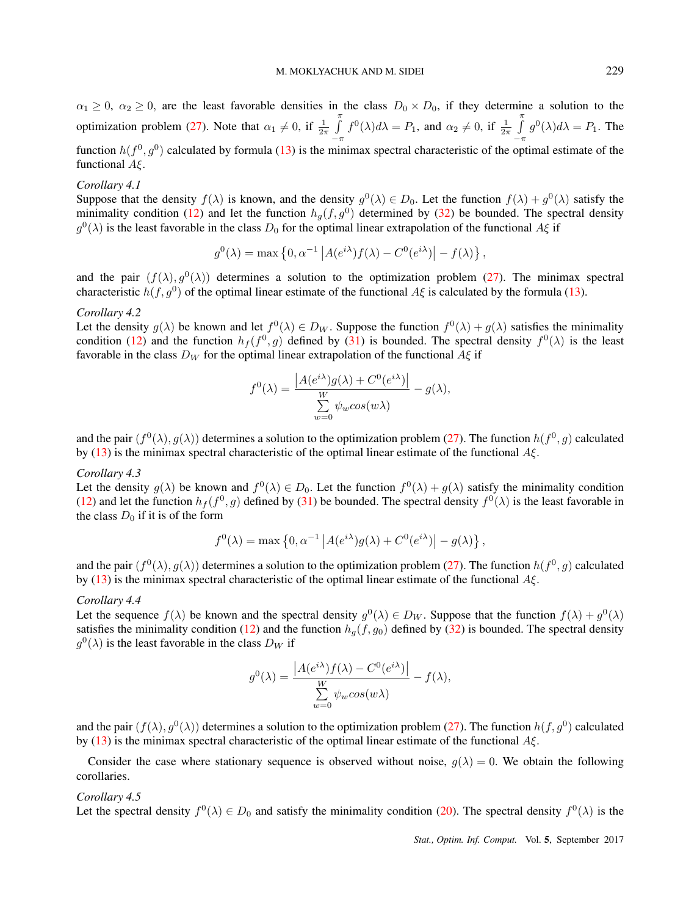$\alpha_1 \geq 0,\ \alpha_2 \geq 0,$ are the least favorable densities in the class $D_0 \times D_0$, if they determine a solution to the optimization problem (27). Note that $\alpha_1 \neq 0$, if $\frac{1}{2\pi}\int\limits_{-\pi}^{\pi} f^0(\lambda)d\lambda = P_1$, and $\alpha_2 \neq 0$, if $\frac{1}{2\pi}\int\limits_{-\pi}^{\pi} g^0(\lambda)d\lambda = P_1$. The function $h(f^0, g^0)$ calculated by formula (13) is the minimax spectral characteristic of the optimal estimate of the functional $A\xi$.

*Corollary 4.1*
Suppose that the density $f(\lambda)$ is known, and the density $g^0(\lambda) \in D_0$. Let the function $f(\lambda) + g^0(\lambda)$ satisfy the minimality condition (12) and let the function $h_g(f, g^0)$ determined by (32) be bounded. The spectral density $g^0(\lambda)$ is the least favorable in the class $D_0$ for the optimal linear extrapolation of the functional $A\xi$ if

$$g^0(\lambda) = \max\left\{0, \alpha^{-1}\left|A(e^{i\lambda})f(\lambda) - C^0(e^{i\lambda})\right| - f(\lambda)\right\},$$

and the pair $(f(\lambda), g^0(\lambda))$ determines a solution to the optimization problem (27). The minimax spectral characteristic $h(f, g^0)$ of the optimal linear estimate of the functional $A\xi$ is calculated by the formula (13).

*Corollary 4.2*
Let the density $g(\lambda)$ be known and let $f^0(\lambda) \in D_W$. Suppose the function $f^0(\lambda) + g(\lambda)$ satisfies the minimality condition (12) and the function $h_f(f^0, g)$ defined by (31) is bounded. The spectral density $f^0(\lambda)$ is the least favorable in the class $D_W$ for the optimal linear extrapolation of the functional $A\xi$ if

$$f^0(\lambda) = \frac{\left|A(e^{i\lambda})g(\lambda) + C^0(e^{i\lambda})\right|}{\sum\limits_{w=0}^{W} \psi_w cos(w\lambda)} - g(\lambda),$$

and the pair $(f^0(\lambda), g(\lambda))$ determines a solution to the optimization problem (27). The function $h(f^0, g)$ calculated by (13) is the minimax spectral characteristic of the optimal linear estimate of the functional $A\xi$.

*Corollary 4.3*
Let the density $g(\lambda)$ be known and $f^0(\lambda) \in D_0$. Let the function $f^0(\lambda) + g(\lambda)$ satisfy the minimality condition (12) and let the function $h_f(f^0, g)$ defined by (31) be bounded. The spectral density $f^0(\lambda)$ is the least favorable in the class $D_0$ if it is of the form

$$f^0(\lambda) = \max\left\{0, \alpha^{-1}\left|A(e^{i\lambda})g(\lambda) + C^0(e^{i\lambda})\right| - g(\lambda)\right\},$$

and the pair $(f^0(\lambda), g(\lambda))$ determines a solution to the optimization problem (27). The function $h(f^0, g)$ calculated by (13) is the minimax spectral characteristic of the optimal linear estimate of the functional $A\xi$.

*Corollary 4.4*
Let the sequence $f(\lambda)$ be known and the spectral density $g^0(\lambda) \in D_W$. Suppose that the function $f(\lambda) + g^0(\lambda)$ satisfies the minimality condition (12) and the function $h_g(f, g_0)$ defined by (32) is bounded. The spectral density $g^0(\lambda)$ is the least favorable in the class $D_W$ if

$$g^0(\lambda) = \frac{\left|A(e^{i\lambda})f(\lambda) - C^0(e^{i\lambda})\right|}{\sum\limits_{w=0}^{W} \psi_w cos(w\lambda)} - f(\lambda),$$

and the pair $(f(\lambda), g^0(\lambda))$ determines a solution to the optimization problem (27). The function $h(f, g^0)$ calculated by (13) is the minimax spectral characteristic of the optimal linear estimate of the functional $A\xi$.

Consider the case where stationary sequence is observed without noise, $g(\lambda) = 0$. We obtain the following corollaries.

*Corollary 4.5*
Let the spectral density $f^0(\lambda) \in D_0$ and satisfy the minimality condition (20). The spectral density $f^0(\lambda)$ is the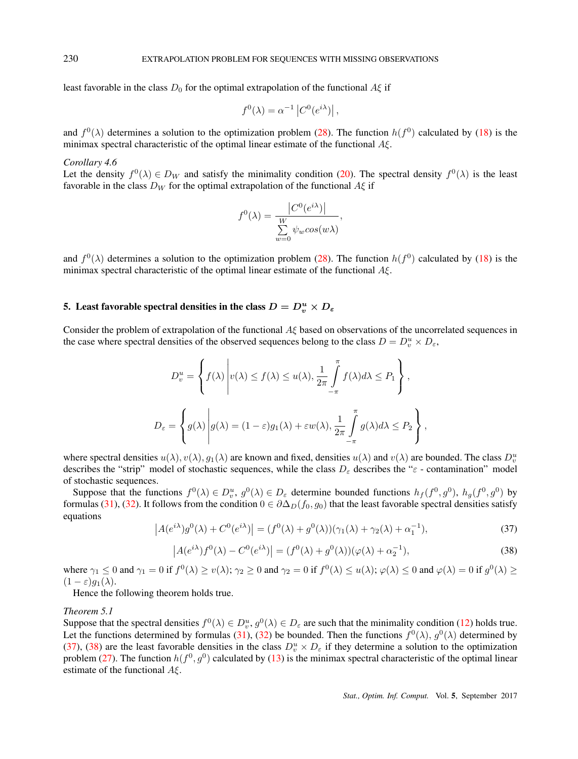least favorable in the class $D_0$ for the optimal extrapolation of the functional $A\xi$ if

$$f^0(\lambda) = \alpha^{-1} \left| C^0(e^{i\lambda}) \right|,$$

and $f^0(\lambda)$ determines a solution to the optimization problem (28). The function $h(f^0)$ calculated by (18) is the minimax spectral characteristic of the optimal linear estimate of the functional $A\xi$.

*Corollary 4.6*
Let the density $f^0(\lambda) \in D_W$ and satisfy the minimality condition (20). The spectral density $f^0(\lambda)$ is the least favorable in the class $D_W$ for the optimal extrapolation of the functional $A\xi$ if

$$f^0(\lambda) = \frac{\left| C^0(e^{i\lambda}) \right|}{\sum\limits_{w=0}^{W} \psi_w cos(w\lambda)},$$

and $f^0(\lambda)$ determines a solution to the optimization problem (28). The function $h(f^0)$ calculated by (18) is the minimax spectral characteristic of the optimal linear estimate of the functional $A\xi$.

## 5. Least favorable spectral densities in the class $D = D_v^u \times D_\varepsilon$

Consider the problem of extrapolation of the functional $A\xi$ based on observations of the uncorrelated sequences in the case where spectral densities of the observed sequences belong to the class $D = D_v^u \times D_\varepsilon$,

$$D_v^u = \left\{ f(\lambda) \left| v(\lambda) \leq f(\lambda) \leq u(\lambda), \frac{1}{2\pi} \int_{-\pi}^{\pi} f(\lambda) d\lambda \leq P_1 \right. \right\},$$

$$D_\varepsilon = \left\{ g(\lambda) \left| g(\lambda) = (1-\varepsilon) g_1(\lambda) + \varepsilon w(\lambda), \frac{1}{2\pi} \int_{-\pi}^{\pi} g(\lambda) d\lambda \leq P_2 \right. \right\},$$

where spectral densities $u(\lambda), v(\lambda), g_1(\lambda)$ are known and fixed, densities $u(\lambda)$ and $v(\lambda)$ are bounded. The class $D_v^u$ describes the "strip" model of stochastic sequences, while the class $D_\varepsilon$ describes the "$\varepsilon$ - contamination" model of stochastic sequences.

Suppose that the functions $f^0(\lambda) \in D_v^u$, $g^0(\lambda) \in D_\varepsilon$ determine bounded functions $h_f(f^0, g^0)$, $h_g(f^0, g^0)$ by formulas (31), (32). It follows from the condition $0 \in \partial \Delta_D(f_0, g_0)$ that the least favorable spectral densities satisfy equations

$$\left| A(e^{i\lambda}) g^0(\lambda) + C^0(e^{i\lambda}) \right| = (f^0(\lambda) + g^0(\lambda))(\gamma_1(\lambda) + \gamma_2(\lambda) + \alpha_1^{-1}), \tag{37}$$

$$\left| A(e^{i\lambda}) f^0(\lambda) - C^0(e^{i\lambda}) \right| = (f^0(\lambda) + g^0(\lambda))(\varphi(\lambda) + \alpha_2^{-1}), \tag{38}$$

where $\gamma_1 \leq 0$ and $\gamma_1 = 0$ if $f^0(\lambda) \geq v(\lambda)$; $\gamma_2 \geq 0$ and $\gamma_2 = 0$ if $f^0(\lambda) \leq u(\lambda)$; $\varphi(\lambda) \leq 0$ and $\varphi(\lambda) = 0$ if $g^0(\lambda) \geq (1-\varepsilon) g_1(\lambda)$.

Hence the following theorem holds true.

*Theorem 5.1*
Suppose that the spectral densities $f^0(\lambda) \in D_v^u$, $g^0(\lambda) \in D_\varepsilon$ are such that the minimality condition (12) holds true. Let the functions determined by formulas (31), (32) be bounded. Then the functions $f^0(\lambda)$, $g^0(\lambda)$ determined by (37), (38) are the least favorable densities in the class $D_v^u \times D_\varepsilon$ if they determine a solution to the optimization problem (27). The function $h(f^0, g^0)$ calculated by (13) is the minimax spectral characteristic of the optimal linear estimate of the functional $A\xi$.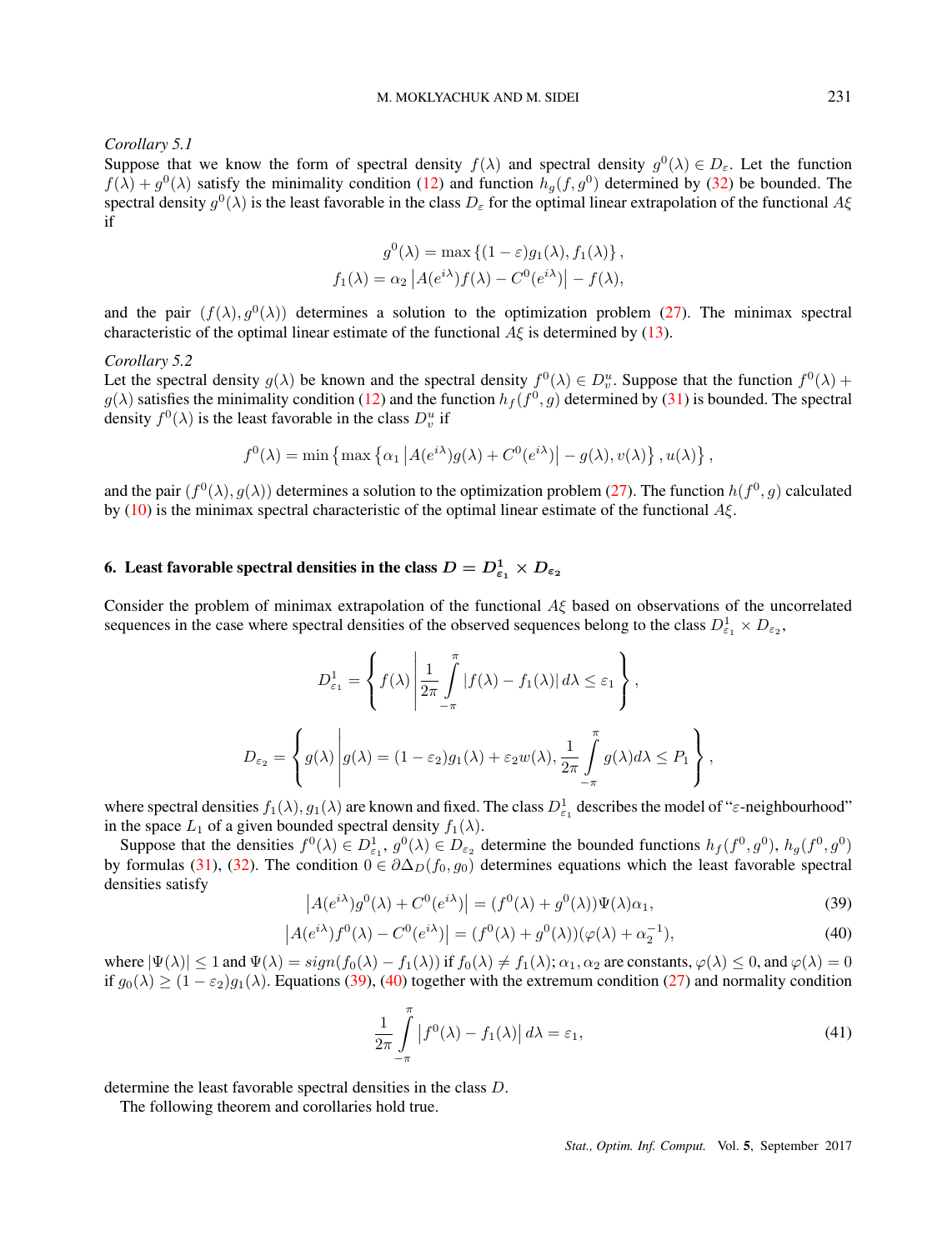*Corollary 5.1*
Suppose that we know the form of spectral density $f(\lambda)$ and spectral density $g^0(\lambda) \in D_\varepsilon$. Let the function $f(\lambda) + g^0(\lambda)$ satisfy the minimality condition (12) and function $h_g(f, g^0)$ determined by (32) be bounded. The spectral density $g^0(\lambda)$ is the least favorable in the class $D_\varepsilon$ for the optimal linear extrapolation of the functional $A\xi$ if

$$g^0(\lambda) = \max\left\{(1-\varepsilon)g_1(\lambda), f_1(\lambda)\right\},$$
$$f_1(\lambda) = \alpha_2 \left|A(e^{i\lambda})f(\lambda) - C^0(e^{i\lambda})\right| - f(\lambda),$$

and the pair $(f(\lambda), g^0(\lambda))$ determines a solution to the optimization problem (27). The minimax spectral characteristic of the optimal linear estimate of the functional $A\xi$ is determined by (13).

*Corollary 5.2*
Let the spectral density $g(\lambda)$ be known and the spectral density $f^0(\lambda) \in D_v^u$. Suppose that the function $f^0(\lambda) + g(\lambda)$ satisfies the minimality condition (12) and the function $h_f(f^0, g)$ determined by (31) is bounded. The spectral density $f^0(\lambda)$ is the least favorable in the class $D_v^u$ if

$$f^0(\lambda) = \min\left\{\max\left\{\alpha_1\left|A(e^{i\lambda})g(\lambda) + C^0(e^{i\lambda})\right| - g(\lambda), v(\lambda)\right\}, u(\lambda)\right\},$$

and the pair $(f^0(\lambda), g(\lambda))$ determines a solution to the optimization problem (27). The function $h(f^0, g)$ calculated by (10) is the minimax spectral characteristic of the optimal linear estimate of the functional $A\xi$.

## 6. Least favorable spectral densities in the class $D = D_{\varepsilon_1}^1 \times D_{\varepsilon_2}$

Consider the problem of minimax extrapolation of the functional $A\xi$ based on observations of the uncorrelated sequences in the case where spectral densities of the observed sequences belong to the class $D_{\varepsilon_1}^1 \times D_{\varepsilon_2}$,

$$D_{\varepsilon_1}^1 = \left\{ f(\lambda) \left| \frac{1}{2\pi}\int_{-\pi}^{\pi} |f(\lambda) - f_1(\lambda)|\, d\lambda \leq \varepsilon_1 \right.\right\},$$

$$D_{\varepsilon_2} = \left\{ g(\lambda) \left| g(\lambda) = (1-\varepsilon_2)g_1(\lambda) + \varepsilon_2 w(\lambda), \frac{1}{2\pi}\int_{-\pi}^{\pi} g(\lambda)d\lambda \leq P_1 \right.\right\},$$

where spectral densities $f_1(\lambda), g_1(\lambda)$ are known and fixed. The class $D_{\varepsilon_1}^1$ describes the model of "$\varepsilon$-neighbourhood" in the space $L_1$ of a given bounded spectral density $f_1(\lambda)$.

Suppose that the densities $f^0(\lambda) \in D_{\varepsilon_1}^1$, $g^0(\lambda) \in D_{\varepsilon_2}$ determine the bounded functions $h_f(f^0, g^0)$, $h_g(f^0, g^0)$ by formulas (31), (32). The condition $0 \in \partial\Delta_D(f_0, g_0)$ determines equations which the least favorable spectral densities satisfy

$$\left|A(e^{i\lambda})g^0(\lambda) + C^0(e^{i\lambda})\right| = (f^0(\lambda) + g^0(\lambda))\Psi(\lambda)\alpha_1, \tag{39}$$

$$\left|A(e^{i\lambda})f^0(\lambda) - C^0(e^{i\lambda})\right| = (f^0(\lambda) + g^0(\lambda))(\varphi(\lambda) + \alpha_2^{-1}), \tag{40}$$

where $|\Psi(\lambda)| \leq 1$ and $\Psi(\lambda) = sign(f_0(\lambda) - f_1(\lambda))$ if $f_0(\lambda) \neq f_1(\lambda)$; $\alpha_1, \alpha_2$ are constants, $\varphi(\lambda) \leq 0$, and $\varphi(\lambda) = 0$ if $g_0(\lambda) \geq (1-\varepsilon_2)g_1(\lambda)$. Equations (39), (40) together with the extremum condition (27) and normality condition

$$\frac{1}{2\pi}\int_{-\pi}^{\pi} \left|f^0(\lambda) - f_1(\lambda)\right| d\lambda = \varepsilon_1, \tag{41}$$

determine the least favorable spectral densities in the class $D$.

The following theorem and corollaries hold true.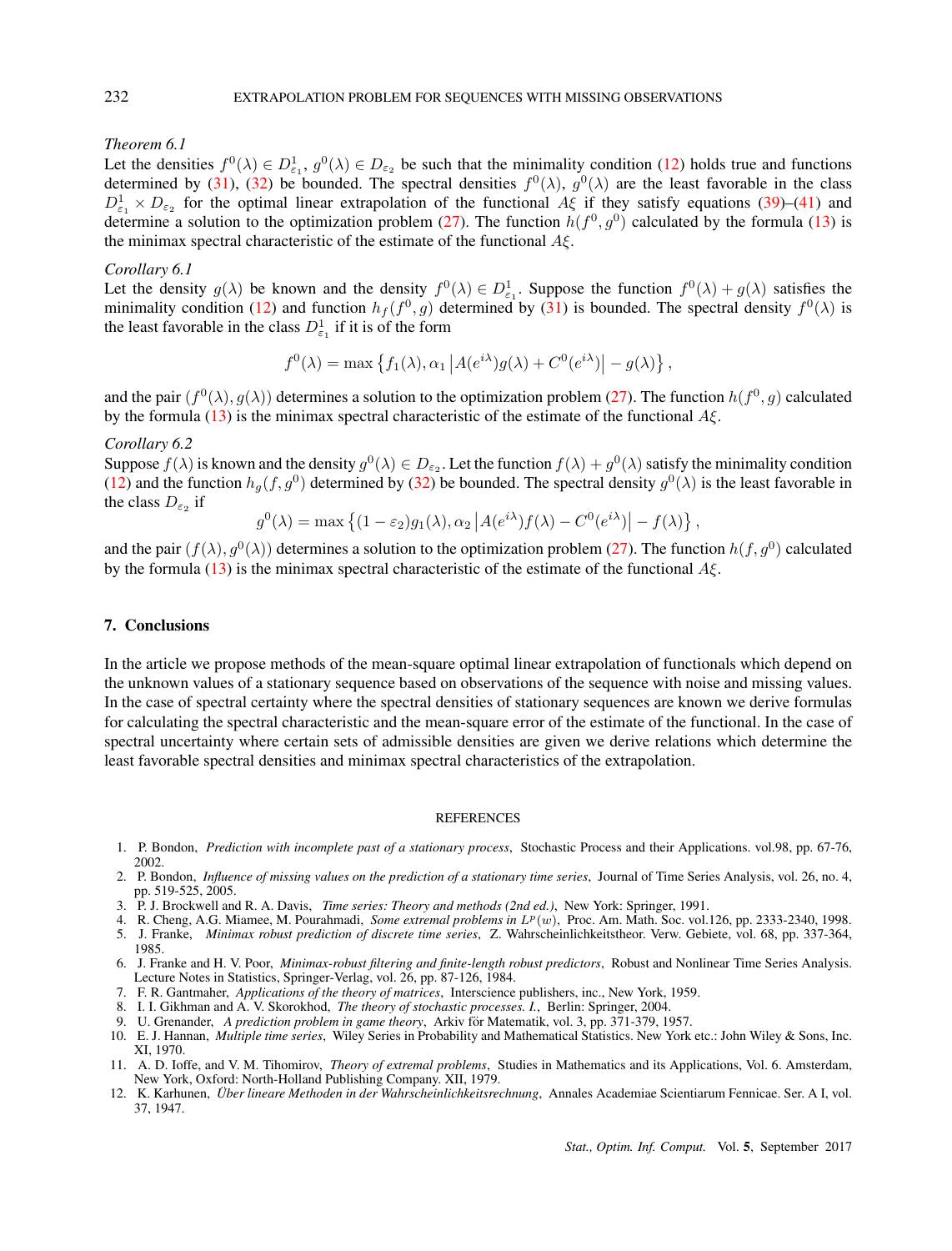*Theorem 6.1*

Let the densities $f^0(\lambda) \in D^1_{\varepsilon_1}$, $g^0(\lambda) \in D_{\varepsilon_2}$ be such that the minimality condition (12) holds true and functions determined by (31), (32) be bounded. The spectral densities $f^0(\lambda)$, $g^0(\lambda)$ are the least favorable in the class $D^1_{\varepsilon_1} \times D_{\varepsilon_2}$ for the optimal linear extrapolation of the functional $A\xi$ if they satisfy equations (39)–(41) and determine a solution to the optimization problem (27). The function $h(f^0, g^0)$ calculated by the formula (13) is the minimax spectral characteristic of the estimate of the functional $A\xi$.

*Corollary 6.1*

Let the density $g(\lambda)$ be known and the density $f^0(\lambda) \in D^1_{\varepsilon_1}$. Suppose the function $f^0(\lambda) + g(\lambda)$ satisfies the minimality condition (12) and function $h_f(f^0, g)$ determined by (31) is bounded. The spectral density $f^0(\lambda)$ is the least favorable in the class $D^1_{\varepsilon_1}$ if it is of the form

$$f^0(\lambda) = \max\left\{f_1(\lambda), \alpha_1 \left|A(e^{i\lambda})g(\lambda) + C^0(e^{i\lambda})\right| - g(\lambda)\right\},$$

and the pair $(f^0(\lambda), g(\lambda))$ determines a solution to the optimization problem (27). The function $h(f^0, g)$ calculated by the formula (13) is the minimax spectral characteristic of the estimate of the functional $A\xi$.

*Corollary 6.2*

Suppose $f(\lambda)$ is known and the density $g^0(\lambda) \in D_{\varepsilon_2}$. Let the function $f(\lambda) + g^0(\lambda)$ satisfy the minimality condition (12) and the function $h_g(f, g^0)$ determined by (32) be bounded. The spectral density $g^0(\lambda)$ is the least favorable in the class $D_{\varepsilon_2}$ if

$$g^0(\lambda) = \max\left\{(1-\varepsilon_2)g_1(\lambda), \alpha_2 \left|A(e^{i\lambda})f(\lambda) - C^0(e^{i\lambda})\right| - f(\lambda)\right\},$$

and the pair $(f(\lambda), g^0(\lambda))$ determines a solution to the optimization problem (27). The function $h(f, g^0)$ calculated by the formula (13) is the minimax spectral characteristic of the estimate of the functional $A\xi$.

## 7. Conclusions

In the article we propose methods of the mean-square optimal linear extrapolation of functionals which depend on the unknown values of a stationary sequence based on observations of the sequence with noise and missing values. In the case of spectral certainty where the spectral densities of stationary sequences are known we derive formulas for calculating the spectral characteristic and the mean-square error of the estimate of the functional. In the case of spectral uncertainty where certain sets of admissible densities are given we derive relations which determine the least favorable spectral densities and minimax spectral characteristics of the extrapolation.

### REFERENCES

1. P. Bondon, *Prediction with incomplete past of a stationary process*, Stochastic Process and their Applications. vol.98, pp. 67-76, 2002.
2. P. Bondon, *Influence of missing values on the prediction of a stationary time series*, Journal of Time Series Analysis, vol. 26, no. 4, pp. 519-525, 2005.
3. P. J. Brockwell and R. A. Davis, *Time series: Theory and methods (2nd ed.)*, New York: Springer, 1991.
4. R. Cheng, A.G. Miamee, M. Pourahmadi, *Some extremal problems in $L^p(w)$*, Proc. Am. Math. Soc. vol.126, pp. 2333-2340, 1998.
5. J. Franke, *Minimax robust prediction of discrete time series*, Z. Wahrscheinlichkeitstheor. Verw. Gebiete, vol. 68, pp. 337-364, 1985.
6. J. Franke and H. V. Poor, *Minimax-robust filtering and finite-length robust predictors*, Robust and Nonlinear Time Series Analysis. Lecture Notes in Statistics, Springer-Verlag, vol. 26, pp. 87-126, 1984.
7. F. R. Gantmaher, *Applications of the theory of matrices*, Interscience publishers, inc., New York, 1959.
8. I. I. Gikhman and A. V. Skorokhod, *The theory of stochastic processes. I.*, Berlin: Springer, 2004.
9. U. Grenander, *A prediction problem in game theory*, Arkiv för Matematik, vol. 3, pp. 371-379, 1957.
10. E. J. Hannan, *Multiple time series*, Wiley Series in Probability and Mathematical Statistics. New York etc.: John Wiley & Sons, Inc. XI, 1970.
11. A. D. Ioffe, and V. M. Tihomirov, *Theory of extremal problems*, Studies in Mathematics and its Applications, Vol. 6. Amsterdam, New York, Oxford: North-Holland Publishing Company. XII, 1979.
12. K. Karhunen, *Über lineare Methoden in der Wahrscheinlichkeitsrechnung*, Annales Academiae Scientiarum Fennicae. Ser. A I, vol. 37, 1947.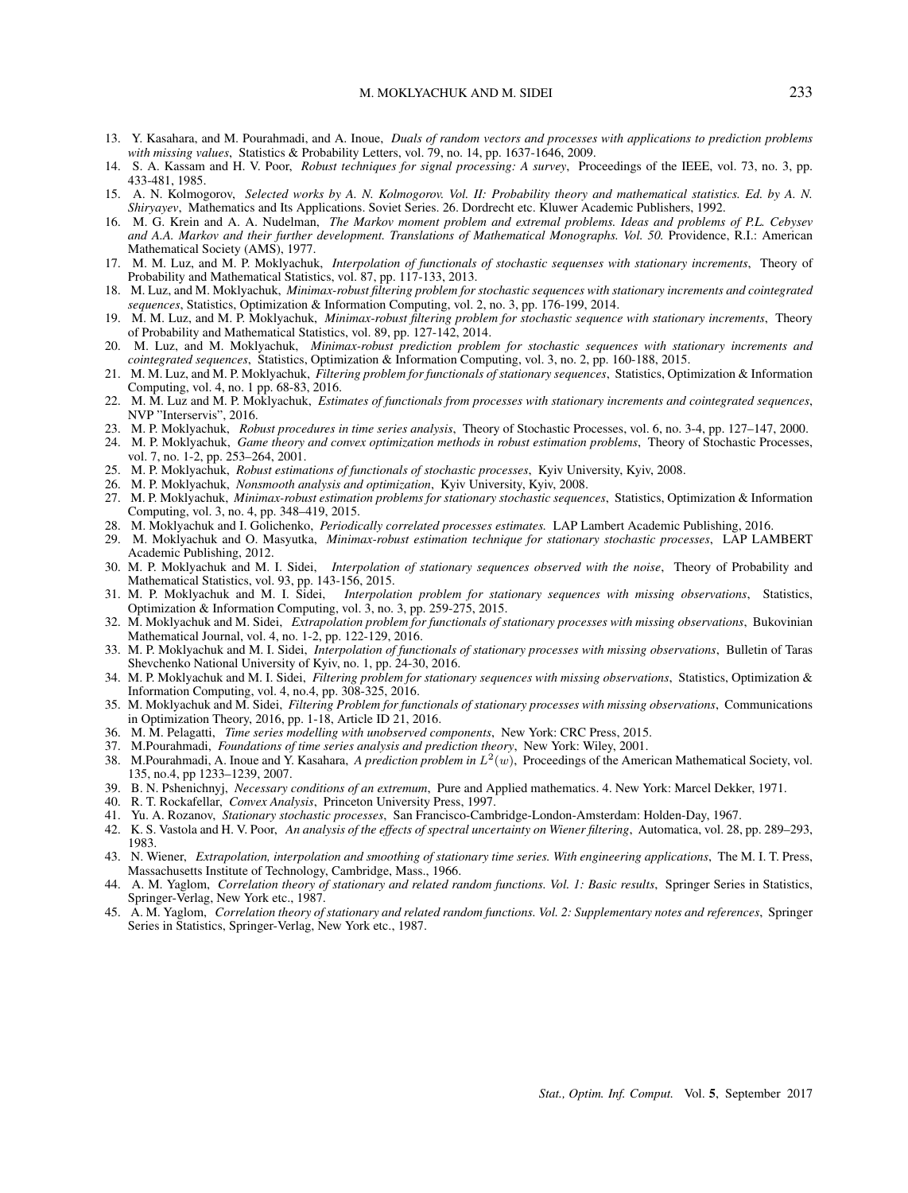13. Y. Kasahara, and M. Pourahmadi, and A. Inoue, *Duals of random vectors and processes with applications to prediction problems with missing values*, Statistics & Probability Letters, vol. 79, no. 14, pp. 1637-1646, 2009.
14. S. A. Kassam and H. V. Poor, *Robust techniques for signal processing: A survey*, Proceedings of the IEEE, vol. 73, no. 3, pp. 433-481, 1985.
15. A. N. Kolmogorov, *Selected works by A. N. Kolmogorov. Vol. II: Probability theory and mathematical statistics. Ed. by A. N. Shiryayev*, Mathematics and Its Applications. Soviet Series. 26. Dordrecht etc. Kluwer Academic Publishers, 1992.
16. M. G. Krein and A. A. Nudelman, *The Markov moment problem and extremal problems. Ideas and problems of P.L. Cebysev and A.A. Markov and their further development. Translations of Mathematical Monographs. Vol. 50.* Providence, R.I.: American Mathematical Society (AMS), 1977.
17. M. M. Luz, and M. P. Moklyachuk, *Interpolation of functionals of stochastic sequenses with stationary increments*, Theory of Probability and Mathematical Statistics, vol. 87, pp. 117-133, 2013.
18. M. Luz, and M. Moklyachuk, *Minimax-robust filtering problem for stochastic sequences with stationary increments and cointegrated sequences*, Statistics, Optimization & Information Computing, vol. 2, no. 3, pp. 176-199, 2014.
19. M. M. Luz, and M. P. Moklyachuk, *Minimax-robust filtering problem for stochastic sequence with stationary increments*, Theory of Probability and Mathematical Statistics, vol. 89, pp. 127-142, 2014.
20. M. Luz, and M. Moklyachuk, *Minimax-robust prediction problem for stochastic sequences with stationary increments and cointegrated sequences*, Statistics, Optimization & Information Computing, vol. 3, no. 2, pp. 160-188, 2015.
21. M. M. Luz, and M. P. Moklyachuk, *Filtering problem for functionals of stationary sequences*, Statistics, Optimization & Information Computing, vol. 4, no. 1 pp. 68-83, 2016.
22. M. M. Luz and M. P. Moklyachuk, *Estimates of functionals from processes with stationary increments and cointegrated sequences*, NVP "Interservis", 2016.
23. M. P. Moklyachuk, *Robust procedures in time series analysis*, Theory of Stochastic Processes, vol. 6, no. 3-4, pp. 127–147, 2000.
24. M. P. Moklyachuk, *Game theory and convex optimization methods in robust estimation problems*, Theory of Stochastic Processes, vol. 7, no. 1-2, pp. 253–264, 2001.
25. M. P. Moklyachuk, *Robust estimations of functionals of stochastic processes*, Kyiv University, Kyiv, 2008.
26. M. P. Moklyachuk, *Nonsmooth analysis and optimization*, Kyiv University, Kyiv, 2008.
27. M. P. Moklyachuk, *Minimax-robust estimation problems for stationary stochastic sequences*, Statistics, Optimization & Information Computing, vol. 3, no. 4, pp. 348–419, 2015.
28. M. Moklyachuk and I. Golichenko, *Periodically correlated processes estimates.* LAP Lambert Academic Publishing, 2016.
29. M. Moklyachuk and O. Masyutka, *Minimax-robust estimation technique for stationary stochastic processes*, LAP LAMBERT Academic Publishing, 2012.
30. M. P. Moklyachuk and M. I. Sidei, *Interpolation of stationary sequences observed with the noise*, Theory of Probability and Mathematical Statistics, vol. 93, pp. 143-156, 2015.
31. M. P. Moklyachuk and M. I. Sidei, *Interpolation problem for stationary sequences with missing observations*, Statistics, Optimization & Information Computing, vol. 3, no. 3, pp. 259-275, 2015.
32. M. Moklyachuk and M. Sidei, *Extrapolation problem for functionals of stationary processes with missing observations*, Bukovinian Mathematical Journal, vol. 4, no. 1-2, pp. 122-129, 2016.
33. M. P. Moklyachuk and M. I. Sidei, *Interpolation of functionals of stationary processes with missing observations*, Bulletin of Taras Shevchenko National University of Kyiv, no. 1, pp. 24-30, 2016.
34. M. P. Moklyachuk and M. I. Sidei, *Filtering problem for stationary sequences with missing observations*, Statistics, Optimization & Information Computing, vol. 4, no.4, pp. 308-325, 2016.
35. M. Moklyachuk and M. Sidei, *Filtering Problem for functionals of stationary processes with missing observations*, Communications in Optimization Theory, 2016, pp. 1-18, Article ID 21, 2016.
36. M. M. Pelagatti, *Time series modelling with unobserved components*, New York: CRC Press, 2015.
37. M.Pourahmadi, *Foundations of time series analysis and prediction theory*, New York: Wiley, 2001.
38. M.Pourahmadi, A. Inoue and Y. Kasahara, *A prediction problem in $L^2(w)$*, Proceedings of the American Mathematical Society, vol. 135, no.4, pp 1233–1239, 2007.
39. B. N. Pshenichnyj, *Necessary conditions of an extremum*, Pure and Applied mathematics. 4. New York: Marcel Dekker, 1971.
40. R. T. Rockafellar, *Convex Analysis*, Princeton University Press, 1997.
41. Yu. A. Rozanov, *Stationary stochastic processes*, San Francisco-Cambridge-London-Amsterdam: Holden-Day, 1967.
42. K. S. Vastola and H. V. Poor, *An analysis of the effects of spectral uncertainty on Wiener filtering*, Automatica, vol. 28, pp. 289–293, 1983.
43. N. Wiener, *Extrapolation, interpolation and smoothing of stationary time series. With engineering applications*, The M. I. T. Press, Massachusetts Institute of Technology, Cambridge, Mass., 1966.
44. A. M. Yaglom, *Correlation theory of stationary and related random functions. Vol. 1: Basic results*, Springer Series in Statistics, Springer-Verlag, New York etc., 1987.
45. A. M. Yaglom, *Correlation theory of stationary and related random functions. Vol. 2: Supplementary notes and references*, Springer Series in Statistics, Springer-Verlag, New York etc., 1987.